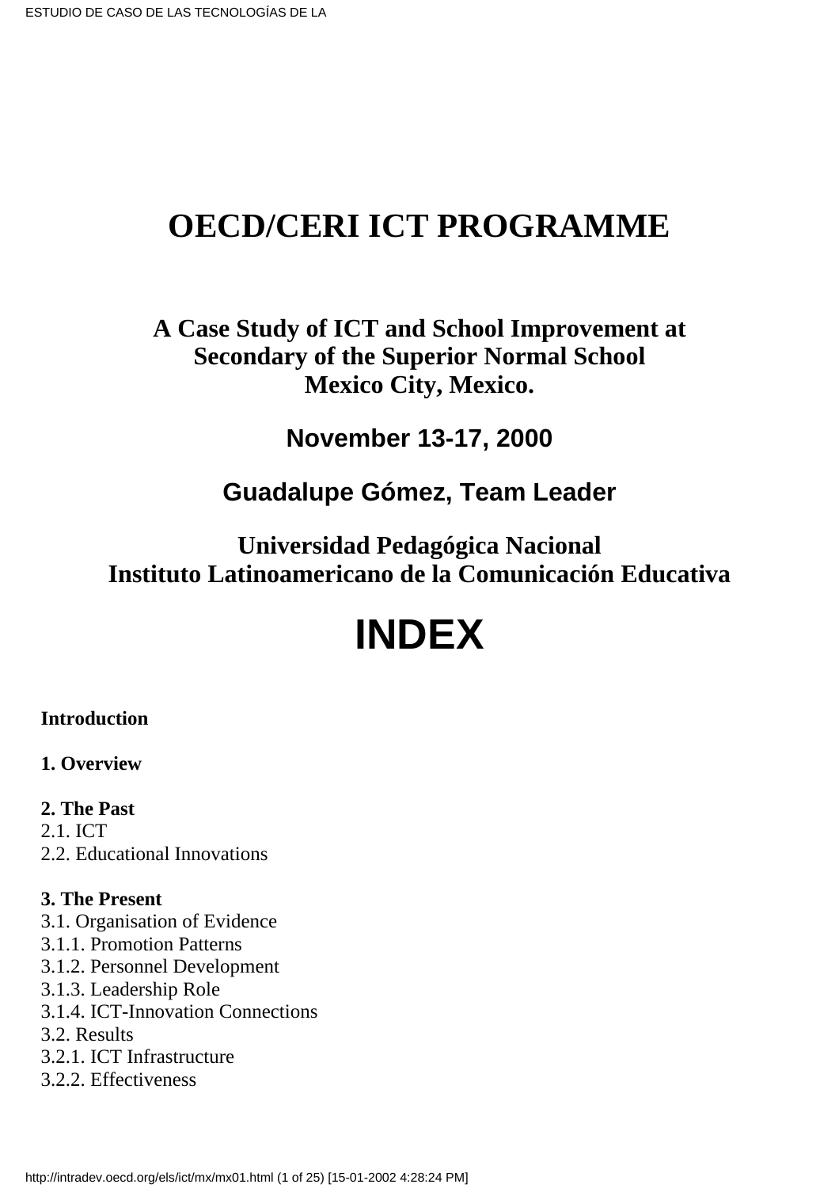# OECD/CERI ICT PROGRAMME

## A Case Study of ICT and School Improvement at Secondary of the Superior Normal School Mexico City, Mexico.

**November 13-17, 2000**

**Guadalupe Gómez, Team Leader**

**Universidad Pedagógica Nacional**
**Instituto Latinoamericano de la Comunicación Educativa**

# INDEX

**Introduction**

**1. Overview**

**2. The Past**
2.1. ICT
2.2. Educational Innovations

**3. The Present**
3.1. Organisation of Evidence
3.1.1. Promotion Patterns
3.1.2. Personnel Development
3.1.3. Leadership Role
3.1.4. ICT-Innovation Connections
3.2. Results
3.2.1. ICT Infrastructure
3.2.2. Effectiveness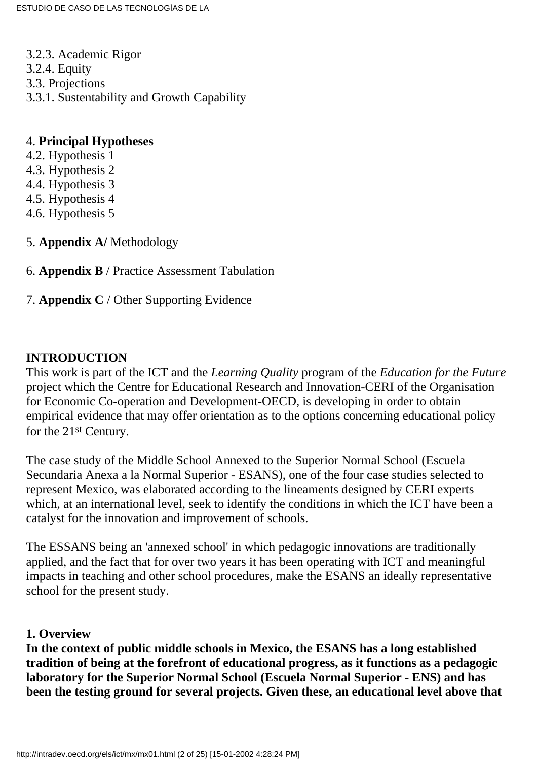3.2.3. Academic Rigor
3.2.4. Equity
3.3. Projections
3.3.1. Sustentability and Growth Capability

4. **Principal Hypotheses**
4.2. Hypothesis 1
4.3. Hypothesis 2
4.4. Hypothesis 3
4.5. Hypothesis 4
4.6. Hypothesis 5

5. **Appendix A/** Methodology

6. **Appendix B** / Practice Assessment Tabulation

7. **Appendix C** / Other Supporting Evidence

**INTRODUCTION**

This work is part of the ICT and the *Learning Quality* program of the *Education for the Future* project which the Centre for Educational Research and Innovation-CERI of the Organisation for Economic Co-operation and Development-OECD, is developing in order to obtain empirical evidence that may offer orientation as to the options concerning educational policy for the 21st Century.

The case study of the Middle School Annexed to the Superior Normal School (Escuela Secundaria Anexa a la Normal Superior - ESANS), one of the four case studies selected to represent Mexico, was elaborated according to the lineaments designed by CERI experts which, at an international level, seek to identify the conditions in which the ICT have been a catalyst for the innovation and improvement of schools.

The ESSANS being an 'annexed school' in which pedagogic innovations are traditionally applied, and the fact that for over two years it has been operating with ICT and meaningful impacts in teaching and other school procedures, make the ESANS an ideally representative school for the present study.

**1. Overview**

**In the context of public middle schools in Mexico, the ESANS has a long established tradition of being at the forefront of educational progress, as it functions as a pedagogic laboratory for the Superior Normal School (Escuela Normal Superior - ENS) and has been the testing ground for several projects. Given these, an educational level above that**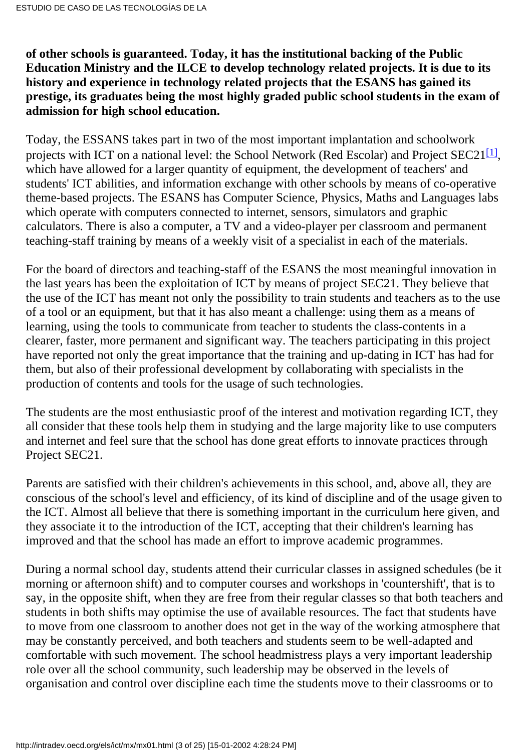**of other schools is guaranteed. Today, it has the institutional backing of the Public Education Ministry and the ILCE to develop technology related projects. It is due to its history and experience in technology related projects that the ESANS has gained its prestige, its graduates being the most highly graded public school students in the exam of admission for high school education.**

Today, the ESSANS takes part in two of the most important implantation and schoolwork projects with ICT on a national level: the School Network (Red Escolar) and Project SEC21[1], which have allowed for a larger quantity of equipment, the development of teachers' and students' ICT abilities, and information exchange with other schools by means of co-operative theme-based projects. The ESANS has Computer Science, Physics, Maths and Languages labs which operate with computers connected to internet, sensors, simulators and graphic calculators. There is also a computer, a TV and a video-player per classroom and permanent teaching-staff training by means of a weekly visit of a specialist in each of the materials.

For the board of directors and teaching-staff of the ESANS the most meaningful innovation in the last years has been the exploitation of ICT by means of project SEC21. They believe that the use of the ICT has meant not only the possibility to train students and teachers as to the use of a tool or an equipment, but that it has also meant a challenge: using them as a means of learning, using the tools to communicate from teacher to students the class-contents in a clearer, faster, more permanent and significant way. The teachers participating in this project have reported not only the great importance that the training and up-dating in ICT has had for them, but also of their professional development by collaborating with specialists in the production of contents and tools for the usage of such technologies.

The students are the most enthusiastic proof of the interest and motivation regarding ICT, they all consider that these tools help them in studying and the large majority like to use computers and internet and feel sure that the school has done great efforts to innovate practices through Project SEC21.

Parents are satisfied with their children's achievements in this school, and, above all, they are conscious of the school's level and efficiency, of its kind of discipline and of the usage given to the ICT. Almost all believe that there is something important in the curriculum here given, and they associate it to the introduction of the ICT, accepting that their children's learning has improved and that the school has made an effort to improve academic programmes.

During a normal school day, students attend their curricular classes in assigned schedules (be it morning or afternoon shift) and to computer courses and workshops in 'countershift', that is to say, in the opposite shift, when they are free from their regular classes so that both teachers and students in both shifts may optimise the use of available resources. The fact that students have to move from one classroom to another does not get in the way of the working atmosphere that may be constantly perceived, and both teachers and students seem to be well-adapted and comfortable with such movement. The school headmistress plays a very important leadership role over all the school community, such leadership may be observed in the levels of organisation and control over discipline each time the students move to their classrooms or to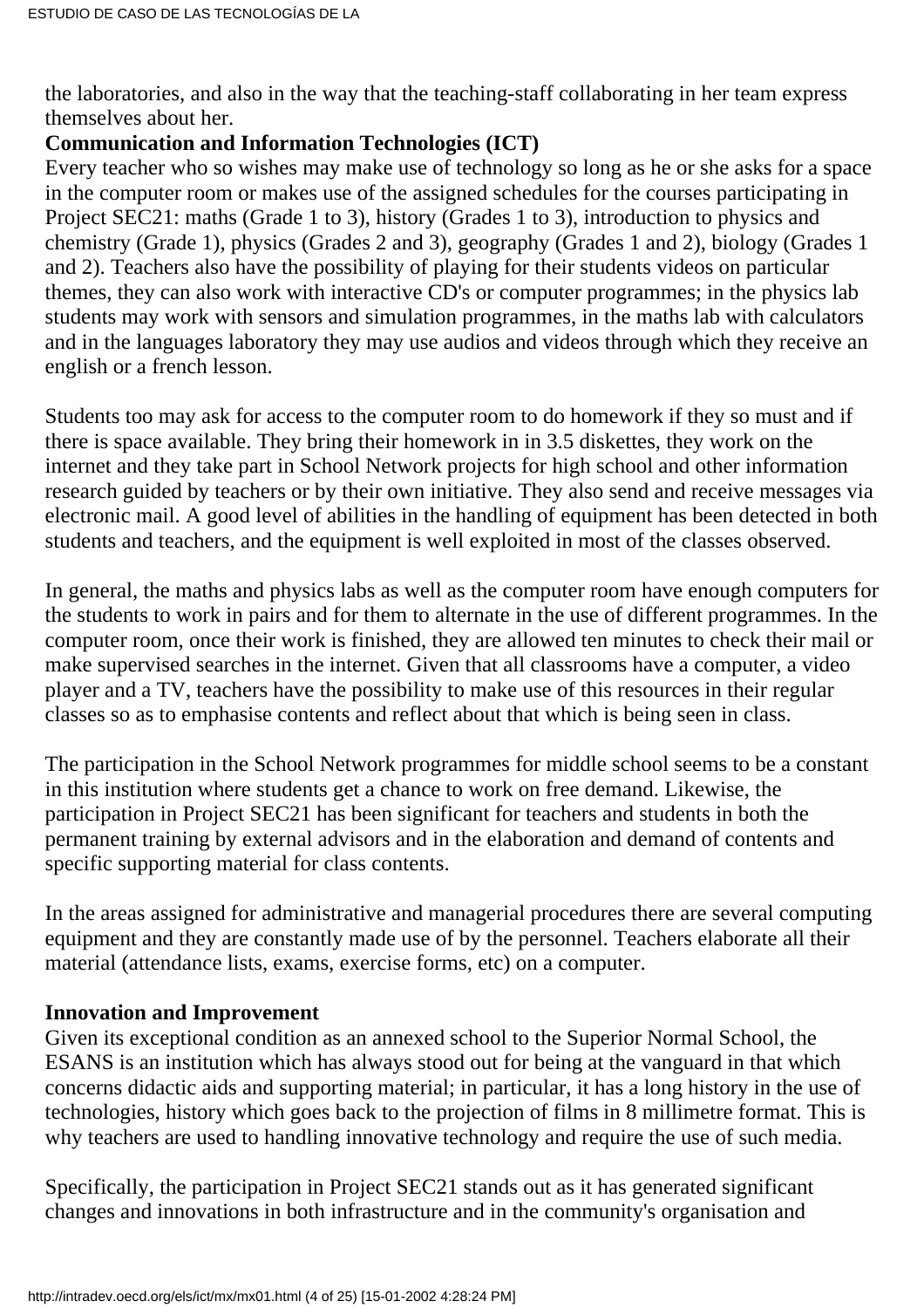the laboratories, and also in the way that the teaching-staff collaborating in her team express themselves about her.

**Communication and Information Technologies (ICT)**

Every teacher who so wishes may make use of technology so long as he or she asks for a space in the computer room or makes use of the assigned schedules for the courses participating in Project SEC21: maths (Grade 1 to 3), history (Grades 1 to 3), introduction to physics and chemistry (Grade 1), physics (Grades 2 and 3), geography (Grades 1 and 2), biology (Grades 1 and 2). Teachers also have the possibility of playing for their students videos on particular themes, they can also work with interactive CD's or computer programmes; in the physics lab students may work with sensors and simulation programmes, in the maths lab with calculators and in the languages laboratory they may use audios and videos through which they receive an english or a french lesson.

Students too may ask for access to the computer room to do homework if they so must and if there is space available. They bring their homework in in 3.5 diskettes, they work on the internet and they take part in School Network projects for high school and other information research guided by teachers or by their own initiative. They also send and receive messages via electronic mail. A good level of abilities in the handling of equipment has been detected in both students and teachers, and the equipment is well exploited in most of the classes observed.

In general, the maths and physics labs as well as the computer room have enough computers for the students to work in pairs and for them to alternate in the use of different programmes. In the computer room, once their work is finished, they are allowed ten minutes to check their mail or make supervised searches in the internet. Given that all classrooms have a computer, a video player and a TV, teachers have the possibility to make use of this resources in their regular classes so as to emphasise contents and reflect about that which is being seen in class.

The participation in the School Network programmes for middle school seems to be a constant in this institution where students get a chance to work on free demand. Likewise, the participation in Project SEC21 has been significant for teachers and students in both the permanent training by external advisors and in the elaboration and demand of contents and specific supporting material for class contents.

In the areas assigned for administrative and managerial procedures there are several computing equipment and they are constantly made use of by the personnel. Teachers elaborate all their material (attendance lists, exams, exercise forms, etc) on a computer.

**Innovation and Improvement**

Given its exceptional condition as an annexed school to the Superior Normal School, the ESANS is an institution which has always stood out for being at the vanguard in that which concerns didactic aids and supporting material; in particular, it has a long history in the use of technologies, history which goes back to the projection of films in 8 millimetre format. This is why teachers are used to handling innovative technology and require the use of such media.

Specifically, the participation in Project SEC21 stands out as it has generated significant changes and innovations in both infrastructure and in the community's organisation and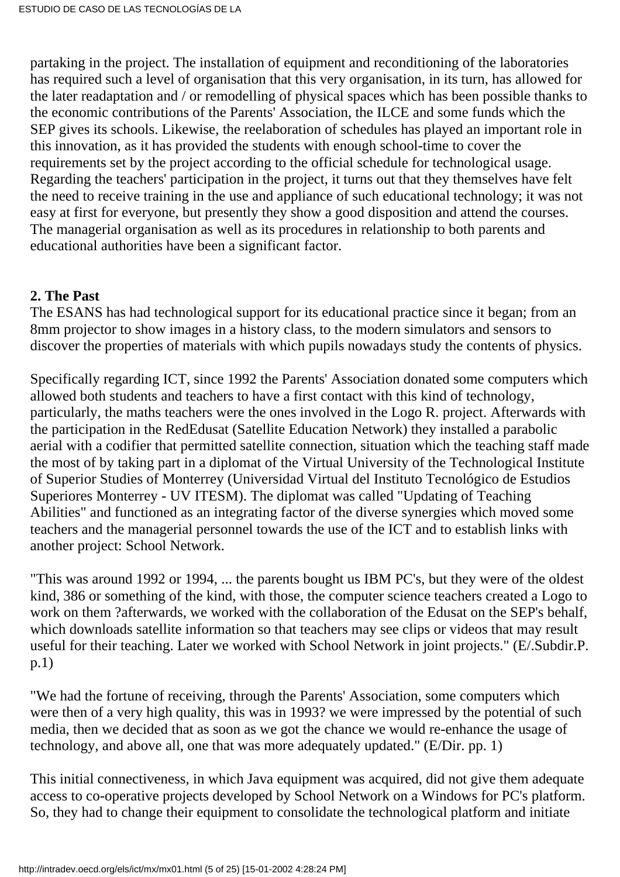partaking in the project. The installation of equipment and reconditioning of the laboratories has required such a level of organisation that this very organisation, in its turn, has allowed for the later readaptation and / or remodelling of physical spaces which has been possible thanks to the economic contributions of the Parents' Association, the ILCE and some funds which the SEP gives its schools. Likewise, the reelaboration of schedules has played an important role in this innovation, as it has provided the students with enough school-time to cover the requirements set by the project according to the official schedule for technological usage. Regarding the teachers' participation in the project, it turns out that they themselves have felt the need to receive training in the use and appliance of such educational technology; it was not easy at first for everyone, but presently they show a good disposition and attend the courses. The managerial organisation as well as its procedures in relationship to both parents and educational authorities have been a significant factor.

**2. The Past**

The ESANS has had technological support for its educational practice since it began; from an 8mm projector to show images in a history class, to the modern simulators and sensors to discover the properties of materials with which pupils nowadays study the contents of physics.

Specifically regarding ICT, since 1992 the Parents' Association donated some computers which allowed both students and teachers to have a first contact with this kind of technology, particularly, the maths teachers were the ones involved in the Logo R. project. Afterwards with the participation in the RedEdusat (Satellite Education Network) they installed a parabolic aerial with a codifier that permitted satellite connection, situation which the teaching staff made the most of by taking part in a diplomat of the Virtual University of the Technological Institute of Superior Studies of Monterrey (Universidad Virtual del Instituto Tecnológico de Estudios Superiores Monterrey - UV ITESM). The diplomat was called "Updating of Teaching Abilities" and functioned as an integrating factor of the diverse synergies which moved some teachers and the managerial personnel towards the use of the ICT and to establish links with another project: School Network.

"This was around 1992 or 1994, ... the parents bought us IBM PC's, but they were of the oldest kind, 386 or something of the kind, with those, the computer science teachers created a Logo to work on them ?afterwards, we worked with the collaboration of the Edusat on the SEP's behalf, which downloads satellite information so that teachers may see clips or videos that may result useful for their teaching. Later we worked with School Network in joint projects." (E/.Subdir.P. p.1)

"We had the fortune of receiving, through the Parents' Association, some computers which were then of a very high quality, this was in 1993? we were impressed by the potential of such media, then we decided that as soon as we got the chance we would re-enhance the usage of technology, and above all, one that was more adequately updated." (E/Dir. pp. 1)

This initial connectiveness, in which Java equipment was acquired, did not give them adequate access to co-operative projects developed by School Network on a Windows for PC's platform. So, they had to change their equipment to consolidate the technological platform and initiate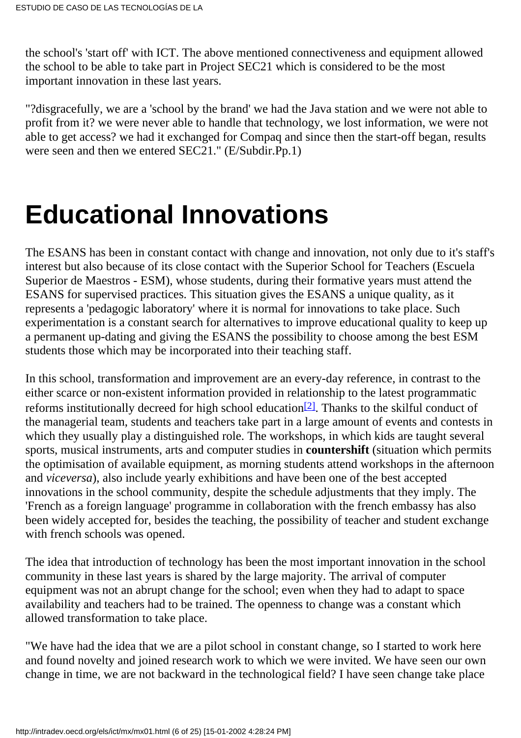the school's 'start off' with ICT. The above mentioned connectiveness and equipment allowed the school to be able to take part in Project SEC21 which is considered to be the most important innovation in these last years.

"?disgracefully, we are a 'school by the brand' we had the Java station and we were not able to profit from it? we were never able to handle that technology, we lost information, we were not able to get access? we had it exchanged for Compaq and since then the start-off began, results were seen and then we entered SEC21." (E/Subdir.Pp.1)

# Educational Innovations

The ESANS has been in constant contact with change and innovation, not only due to it's staff's interest but also because of its close contact with the Superior School for Teachers (Escuela Superior de Maestros - ESM), whose students, during their formative years must attend the ESANS for supervised practices. This situation gives the ESANS a unique quality, as it represents a 'pedagogic laboratory' where it is normal for innovations to take place. Such experimentation is a constant search for alternatives to improve educational quality to keep up a permanent up-dating and giving the ESANS the possibility to choose among the best ESM students those which may be incorporated into their teaching staff.

In this school, transformation and improvement are an every-day reference, in contrast to the either scarce or non-existent information provided in relationship to the latest programmatic reforms institutionally decreed for high school education[2]. Thanks to the skilful conduct of the managerial team, students and teachers take part in a large amount of events and contests in which they usually play a distinguished role. The workshops, in which kids are taught several sports, musical instruments, arts and computer studies in **countershift** (situation which permits the optimisation of available equipment, as morning students attend workshops in the afternoon and *viceversa*), also include yearly exhibitions and have been one of the best accepted innovations in the school community, despite the schedule adjustments that they imply. The 'French as a foreign language' programme in collaboration with the french embassy has also been widely accepted for, besides the teaching, the possibility of teacher and student exchange with french schools was opened.

The idea that introduction of technology has been the most important innovation in the school community in these last years is shared by the large majority. The arrival of computer equipment was not an abrupt change for the school; even when they had to adapt to space availability and teachers had to be trained. The openness to change was a constant which allowed transformation to take place.

"We have had the idea that we are a pilot school in constant change, so I started to work here and found novelty and joined research work to which we were invited. We have seen our own change in time, we are not backward in the technological field? I have seen change take place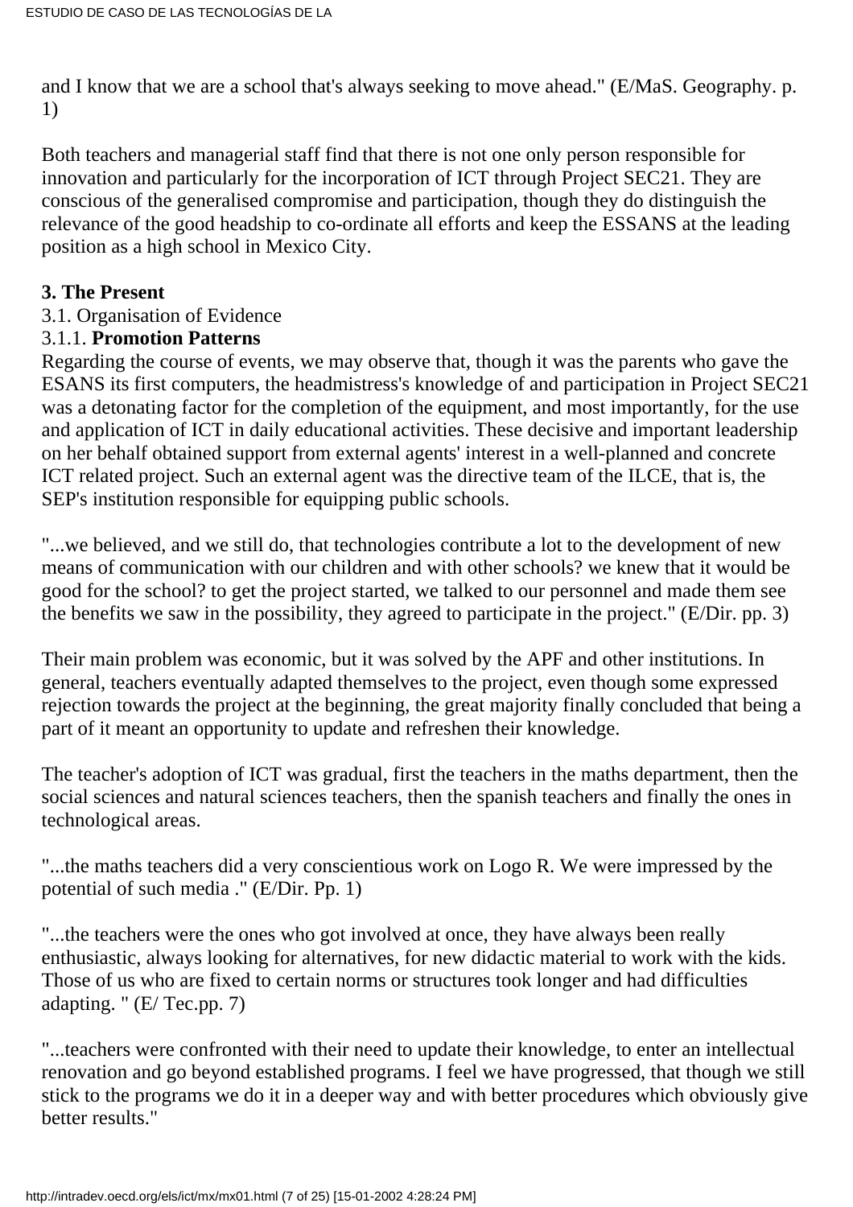and I know that we are a school that's always seeking to move ahead." (E/MaS. Geography. p. 1)

Both teachers and managerial staff find that there is not one only person responsible for innovation and particularly for the incorporation of ICT through Project SEC21. They are conscious of the generalised compromise and participation, though they do distinguish the relevance of the good headship to co-ordinate all efforts and keep the ESSANS at the leading position as a high school in Mexico City.

## 3. The Present

3.1. Organisation of Evidence

3.1.1. **Promotion Patterns**

Regarding the course of events, we may observe that, though it was the parents who gave the ESANS its first computers, the headmistress's knowledge of and participation in Project SEC21 was a detonating factor for the completion of the equipment, and most importantly, for the use and application of ICT in daily educational activities. These decisive and important leadership on her behalf obtained support from external agents' interest in a well-planned and concrete ICT related project. Such an external agent was the directive team of the ILCE, that is, the SEP's institution responsible for equipping public schools.

"...we believed, and we still do, that technologies contribute a lot to the development of new means of communication with our children and with other schools? we knew that it would be good for the school? to get the project started, we talked to our personnel and made them see the benefits we saw in the possibility, they agreed to participate in the project." (E/Dir. pp. 3)

Their main problem was economic, but it was solved by the APF and other institutions. In general, teachers eventually adapted themselves to the project, even though some expressed rejection towards the project at the beginning, the great majority finally concluded that being a part of it meant an opportunity to update and refreshen their knowledge.

The teacher's adoption of ICT was gradual, first the teachers in the maths department, then the social sciences and natural sciences teachers, then the spanish teachers and finally the ones in technological areas.

"...the maths teachers did a very conscientious work on Logo R. We were impressed by the potential of such media ." (E/Dir. Pp. 1)

"...the teachers were the ones who got involved at once, they have always been really enthusiastic, always looking for alternatives, for new didactic material to work with the kids. Those of us who are fixed to certain norms or structures took longer and had difficulties adapting. " (E/ Tec.pp. 7)

"...teachers were confronted with their need to update their knowledge, to enter an intellectual renovation and go beyond established programs. I feel we have progressed, that though we still stick to the programs we do it in a deeper way and with better procedures which obviously give better results."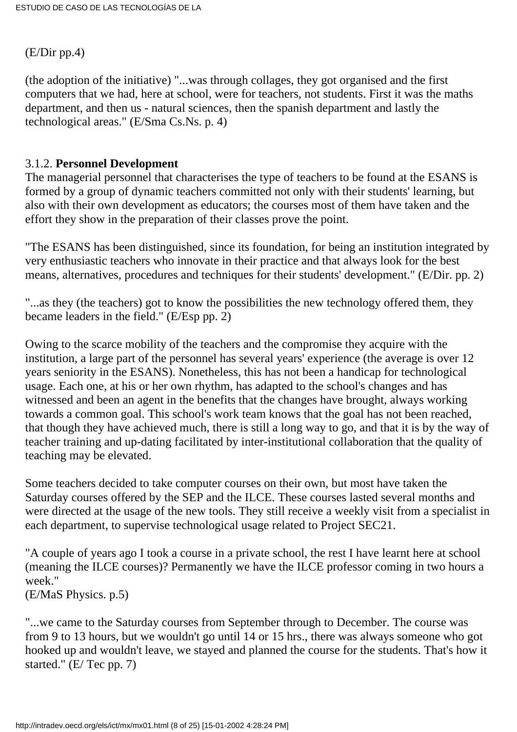(E/Dir pp.4)

(the adoption of the initiative) "...was through collages, they got organised and the first computers that we had, here at school, were for teachers, not students. First it was the maths department, and then us - natural sciences, then the spanish department and lastly the technological areas." (E/Sma Cs.Ns. p. 4)

### 3.1.2. **Personnel Development**

The managerial personnel that characterises the type of teachers to be found at the ESANS is formed by a group of dynamic teachers committed not only with their students' learning, but also with their own development as educators; the courses most of them have taken and the effort they show in the preparation of their classes prove the point.

"The ESANS has been distinguished, since its foundation, for being an institution integrated by very enthusiastic teachers who innovate in their practice and that always look for the best means, alternatives, procedures and techniques for their students' development." (E/Dir. pp. 2)

"...as they (the teachers) got to know the possibilities the new technology offered them, they became leaders in the field." (E/Esp pp. 2)

Owing to the scarce mobility of the teachers and the compromise they acquire with the institution, a large part of the personnel has several years' experience (the average is over 12 years seniority in the ESANS). Nonetheless, this has not been a handicap for technological usage. Each one, at his or her own rhythm, has adapted to the school's changes and has witnessed and been an agent in the benefits that the changes have brought, always working towards a common goal. This school's work team knows that the goal has not been reached, that though they have achieved much, there is still a long way to go, and that it is by the way of teacher training and up-dating facilitated by inter-institutional collaboration that the quality of teaching may be elevated.

Some teachers decided to take computer courses on their own, but most have taken the Saturday courses offered by the SEP and the ILCE. These courses lasted several months and were directed at the usage of the new tools. They still receive a weekly visit from a specialist in each department, to supervise technological usage related to Project SEC21.

"A couple of years ago I took a course in a private school, the rest I have learnt here at school (meaning the ILCE courses)? Permanently we have the ILCE professor coming in two hours a week."
(E/MaS Physics. p.5)

"...we came to the Saturday courses from September through to December. The course was from 9 to 13 hours, but we wouldn't go until 14 or 15 hrs., there was always someone who got hooked up and wouldn't leave, we stayed and planned the course for the students. That's how it started." (E/ Tec pp. 7)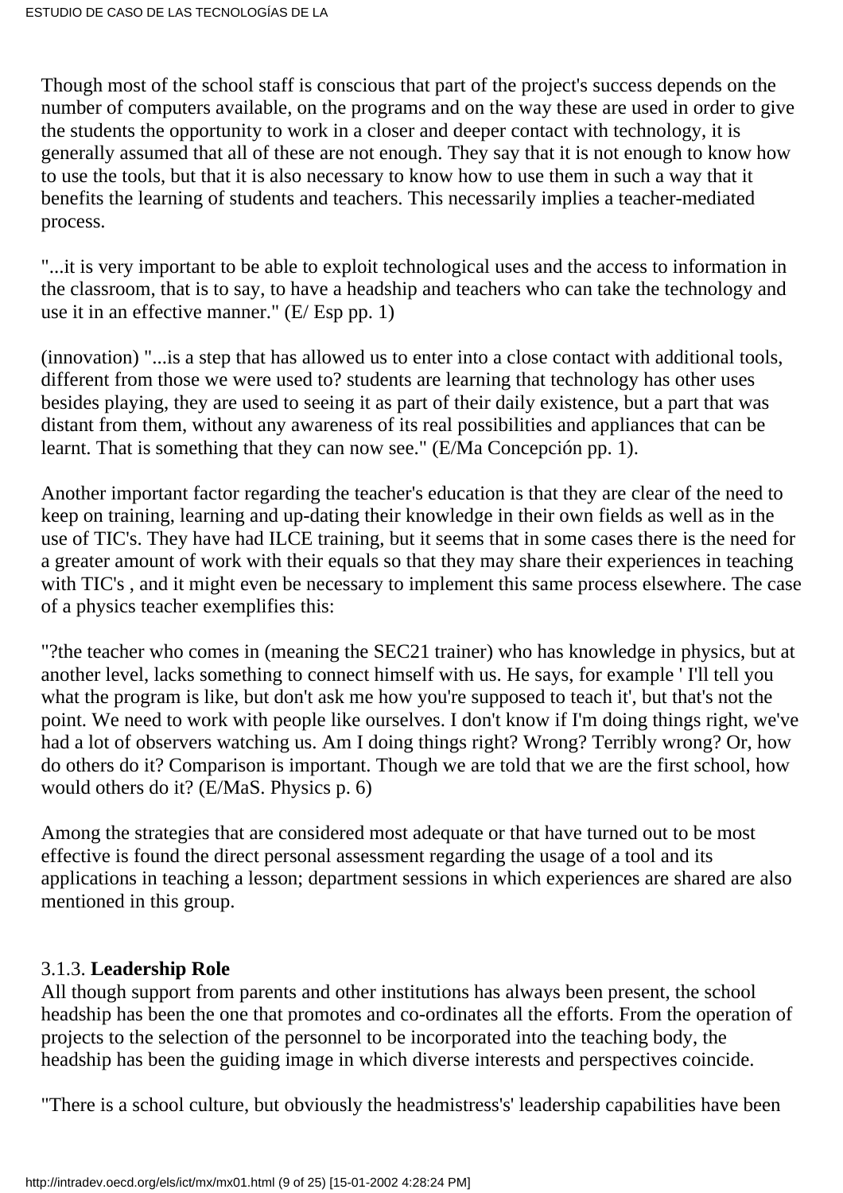Though most of the school staff is conscious that part of the project's success depends on the number of computers available, on the programs and on the way these are used in order to give the students the opportunity to work in a closer and deeper contact with technology, it is generally assumed that all of these are not enough. They say that it is not enough to know how to use the tools, but that it is also necessary to know how to use them in such a way that it benefits the learning of students and teachers. This necessarily implies a teacher-mediated process.

"...it is very important to be able to exploit technological uses and the access to information in the classroom, that is to say, to have a headship and teachers who can take the technology and use it in an effective manner." (E/ Esp pp. 1)

(innovation) "...is a step that has allowed us to enter into a close contact with additional tools, different from those we were used to? students are learning that technology has other uses besides playing, they are used to seeing it as part of their daily existence, but a part that was distant from them, without any awareness of its real possibilities and appliances that can be learnt. That is something that they can now see." (E/Ma Concepción pp. 1).

Another important factor regarding the teacher's education is that they are clear of the need to keep on training, learning and up-dating their knowledge in their own fields as well as in the use of TIC's. They have had ILCE training, but it seems that in some cases there is the need for a greater amount of work with their equals so that they may share their experiences in teaching with TIC's , and it might even be necessary to implement this same process elsewhere. The case of a physics teacher exemplifies this:

"?the teacher who comes in (meaning the SEC21 trainer) who has knowledge in physics, but at another level, lacks something to connect himself with us. He says, for example ' I'll tell you what the program is like, but don't ask me how you're supposed to teach it', but that's not the point. We need to work with people like ourselves. I don't know if I'm doing things right, we've had a lot of observers watching us. Am I doing things right? Wrong? Terribly wrong? Or, how do others do it? Comparison is important. Though we are told that we are the first school, how would others do it? (E/MaS. Physics p. 6)

Among the strategies that are considered most adequate or that have turned out to be most effective is found the direct personal assessment regarding the usage of a tool and its applications in teaching a lesson; department sessions in which experiences are shared are also mentioned in this group.

### 3.1.3. **Leadership Role**

All though support from parents and other institutions has always been present, the school headship has been the one that promotes and co-ordinates all the efforts. From the operation of projects to the selection of the personnel to be incorporated into the teaching body, the headship has been the guiding image in which diverse interests and perspectives coincide.

"There is a school culture, but obviously the headmistress's' leadership capabilities have been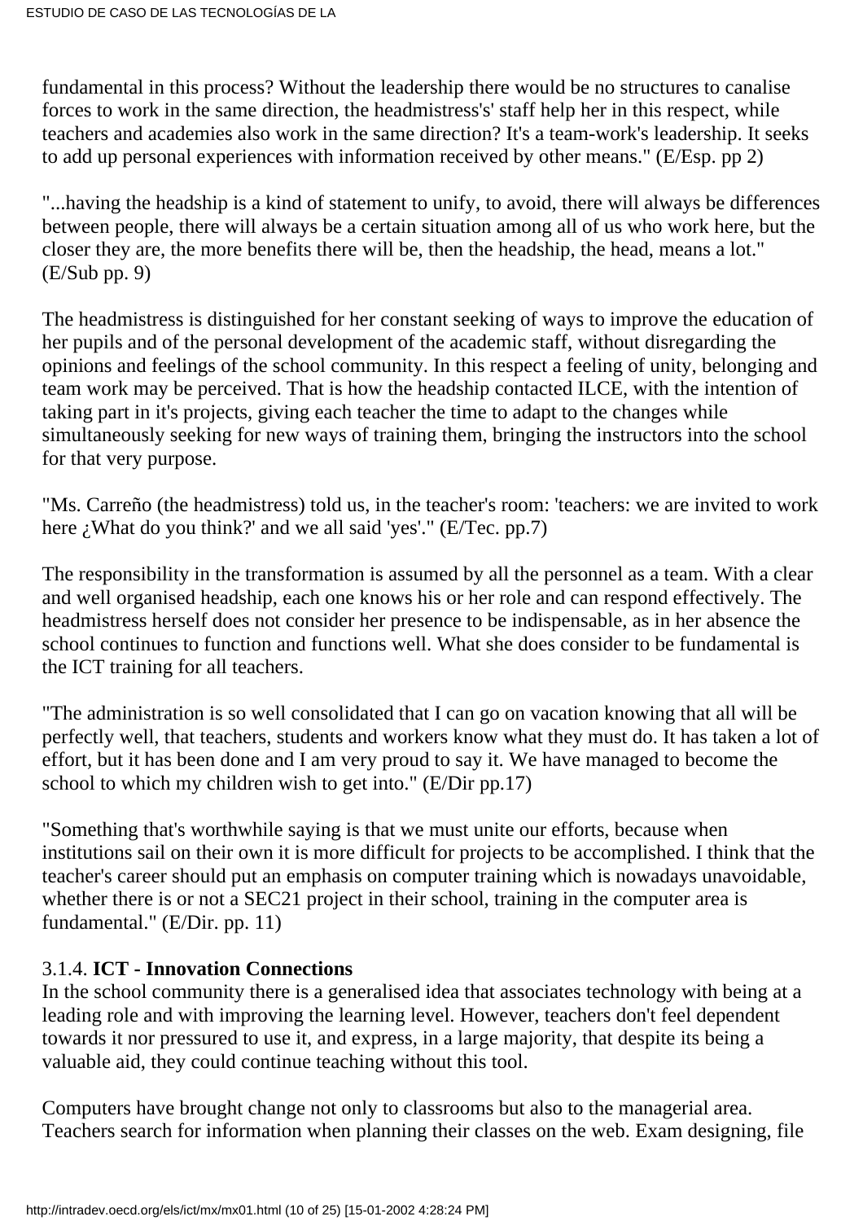fundamental in this process? Without the leadership there would be no structures to canalise forces to work in the same direction, the headmistress's' staff help her in this respect, while teachers and academies also work in the same direction? It's a team-work's leadership. It seeks to add up personal experiences with information received by other means." (E/Esp. pp 2)

"...having the headship is a kind of statement to unify, to avoid, there will always be differences between people, there will always be a certain situation among all of us who work here, but the closer they are, the more benefits there will be, then the headship, the head, means a lot." (E/Sub pp. 9)

The headmistress is distinguished for her constant seeking of ways to improve the education of her pupils and of the personal development of the academic staff, without disregarding the opinions and feelings of the school community. In this respect a feeling of unity, belonging and team work may be perceived. That is how the headship contacted ILCE, with the intention of taking part in it's projects, giving each teacher the time to adapt to the changes while simultaneously seeking for new ways of training them, bringing the instructors into the school for that very purpose.

"Ms. Carreño (the headmistress) told us, in the teacher's room: 'teachers: we are invited to work here ¿What do you think?' and we all said 'yes'." (E/Tec. pp.7)

The responsibility in the transformation is assumed by all the personnel as a team. With a clear and well organised headship, each one knows his or her role and can respond effectively. The headmistress herself does not consider her presence to be indispensable, as in her absence the school continues to function and functions well. What she does consider to be fundamental is the ICT training for all teachers.

"The administration is so well consolidated that I can go on vacation knowing that all will be perfectly well, that teachers, students and workers know what they must do. It has taken a lot of effort, but it has been done and I am very proud to say it. We have managed to become the school to which my children wish to get into." (E/Dir pp.17)

"Something that's worthwhile saying is that we must unite our efforts, because when institutions sail on their own it is more difficult for projects to be accomplished. I think that the teacher's career should put an emphasis on computer training which is nowadays unavoidable, whether there is or not a SEC21 project in their school, training in the computer area is fundamental." (E/Dir. pp. 11)

### 3.1.4. **ICT - Innovation Connections**

In the school community there is a generalised idea that associates technology with being at a leading role and with improving the learning level. However, teachers don't feel dependent towards it nor pressured to use it, and express, in a large majority, that despite its being a valuable aid, they could continue teaching without this tool.

Computers have brought change not only to classrooms but also to the managerial area. Teachers search for information when planning their classes on the web. Exam designing, file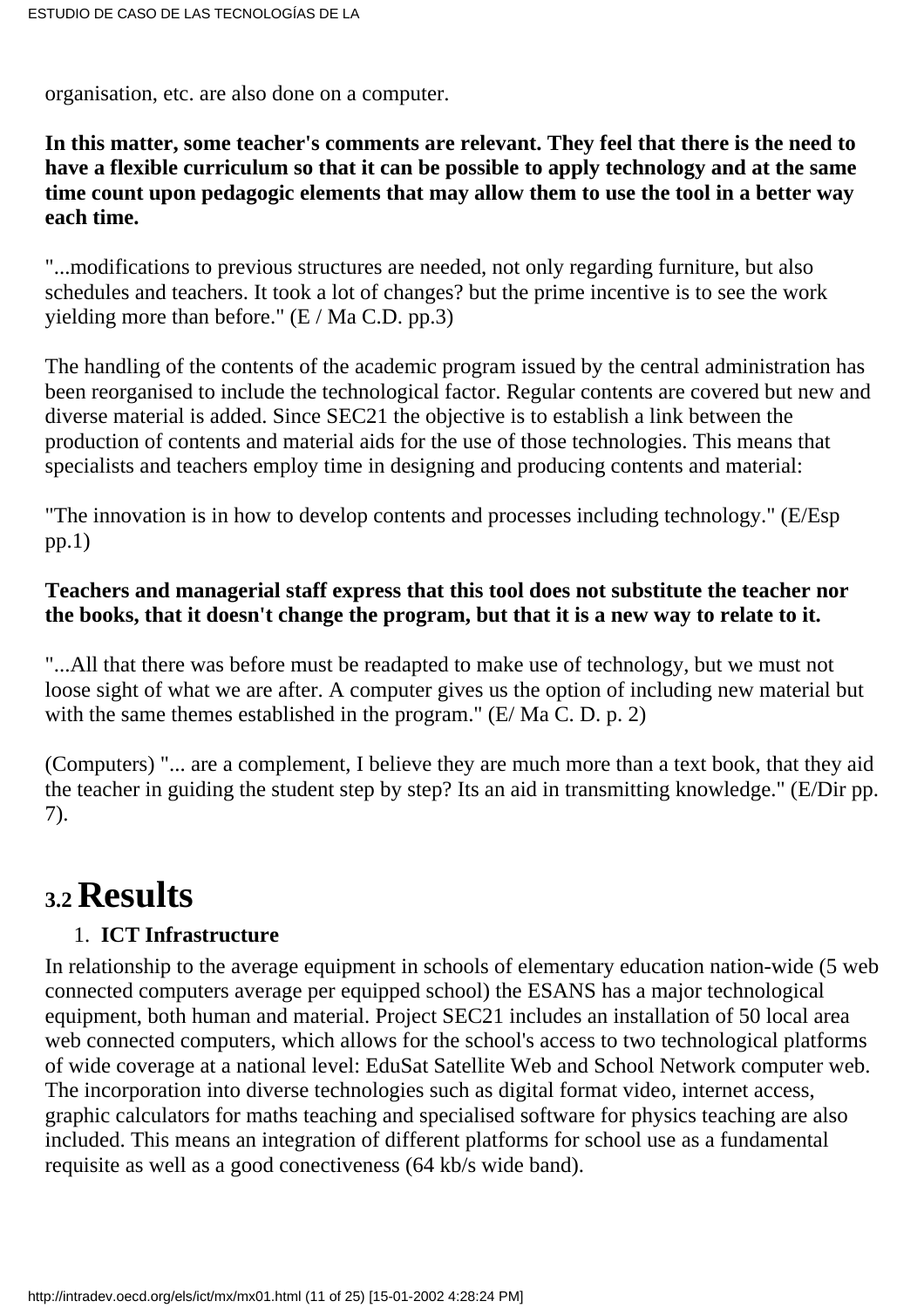organisation, etc. are also done on a computer.

**In this matter, some teacher's comments are relevant. They feel that there is the need to have a flexible curriculum so that it can be possible to apply technology and at the same time count upon pedagogic elements that may allow them to use the tool in a better way each time.**

"...modifications to previous structures are needed, not only regarding furniture, but also schedules and teachers. It took a lot of changes? but the prime incentive is to see the work yielding more than before." (E / Ma C.D. pp.3)

The handling of the contents of the academic program issued by the central administration has been reorganised to include the technological factor. Regular contents are covered but new and diverse material is added. Since SEC21 the objective is to establish a link between the production of contents and material aids for the use of those technologies. This means that specialists and teachers employ time in designing and producing contents and material:

"The innovation is in how to develop contents and processes including technology." (E/Esp pp.1)

**Teachers and managerial staff express that this tool does not substitute the teacher nor the books, that it doesn't change the program, but that it is a new way to relate to it.**

"...All that there was before must be readapted to make use of technology, but we must not loose sight of what we are after. A computer gives us the option of including new material but with the same themes established in the program." (E/ Ma C. D. p. 2)

(Computers) "... are a complement, I believe they are much more than a text book, that they aid the teacher in guiding the student step by step? Its an aid in transmitting knowledge." (E/Dir pp. 7).

## 3.2 Results

1. **ICT Infrastructure**

In relationship to the average equipment in schools of elementary education nation-wide (5 web connected computers average per equipped school) the ESANS has a major technological equipment, both human and material. Project SEC21 includes an installation of 50 local area web connected computers, which allows for the school's access to two technological platforms of wide coverage at a national level: EduSat Satellite Web and School Network computer web. The incorporation into diverse technologies such as digital format video, internet access, graphic calculators for maths teaching and specialised software for physics teaching are also included. This means an integration of different platforms for school use as a fundamental requisite as well as a good conectiveness (64 kb/s wide band).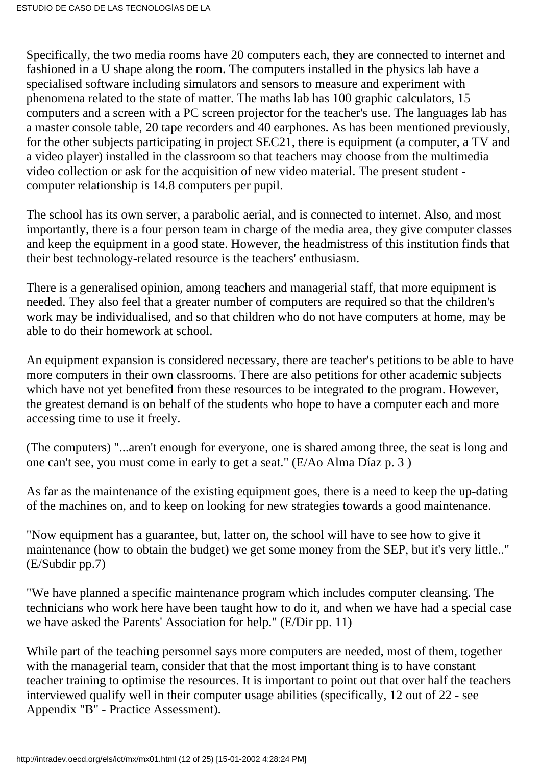Specifically, the two media rooms have 20 computers each, they are connected to internet and fashioned in a U shape along the room. The computers installed in the physics lab have a specialised software including simulators and sensors to measure and experiment with phenomena related to the state of matter. The maths lab has 100 graphic calculators, 15 computers and a screen with a PC screen projector for the teacher's use. The languages lab has a master console table, 20 tape recorders and 40 earphones. As has been mentioned previously, for the other subjects participating in project SEC21, there is equipment (a computer, a TV and a video player) installed in the classroom so that teachers may choose from the multimedia video collection or ask for the acquisition of new video material. The present student - computer relationship is 14.8 computers per pupil.

The school has its own server, a parabolic aerial, and is connected to internet. Also, and most importantly, there is a four person team in charge of the media area, they give computer classes and keep the equipment in a good state. However, the headmistress of this institution finds that their best technology-related resource is the teachers' enthusiasm.

There is a generalised opinion, among teachers and managerial staff, that more equipment is needed. They also feel that a greater number of computers are required so that the children's work may be individualised, and so that children who do not have computers at home, may be able to do their homework at school.

An equipment expansion is considered necessary, there are teacher's petitions to be able to have more computers in their own classrooms. There are also petitions for other academic subjects which have not yet benefited from these resources to be integrated to the program. However, the greatest demand is on behalf of the students who hope to have a computer each and more accessing time to use it freely.

(The computers) "...aren't enough for everyone, one is shared among three, the seat is long and one can't see, you must come in early to get a seat." (E/Ao Alma Díaz p. 3 )

As far as the maintenance of the existing equipment goes, there is a need to keep the up-dating of the machines on, and to keep on looking for new strategies towards a good maintenance.

"Now equipment has a guarantee, but, latter on, the school will have to see how to give it maintenance (how to obtain the budget) we get some money from the SEP, but it's very little.." (E/Subdir pp.7)

"We have planned a specific maintenance program which includes computer cleansing. The technicians who work here have been taught how to do it, and when we have had a special case we have asked the Parents' Association for help." (E/Dir pp. 11)

While part of the teaching personnel says more computers are needed, most of them, together with the managerial team, consider that that the most important thing is to have constant teacher training to optimise the resources. It is important to point out that over half the teachers interviewed qualify well in their computer usage abilities (specifically, 12 out of 22 - see Appendix "B" - Practice Assessment).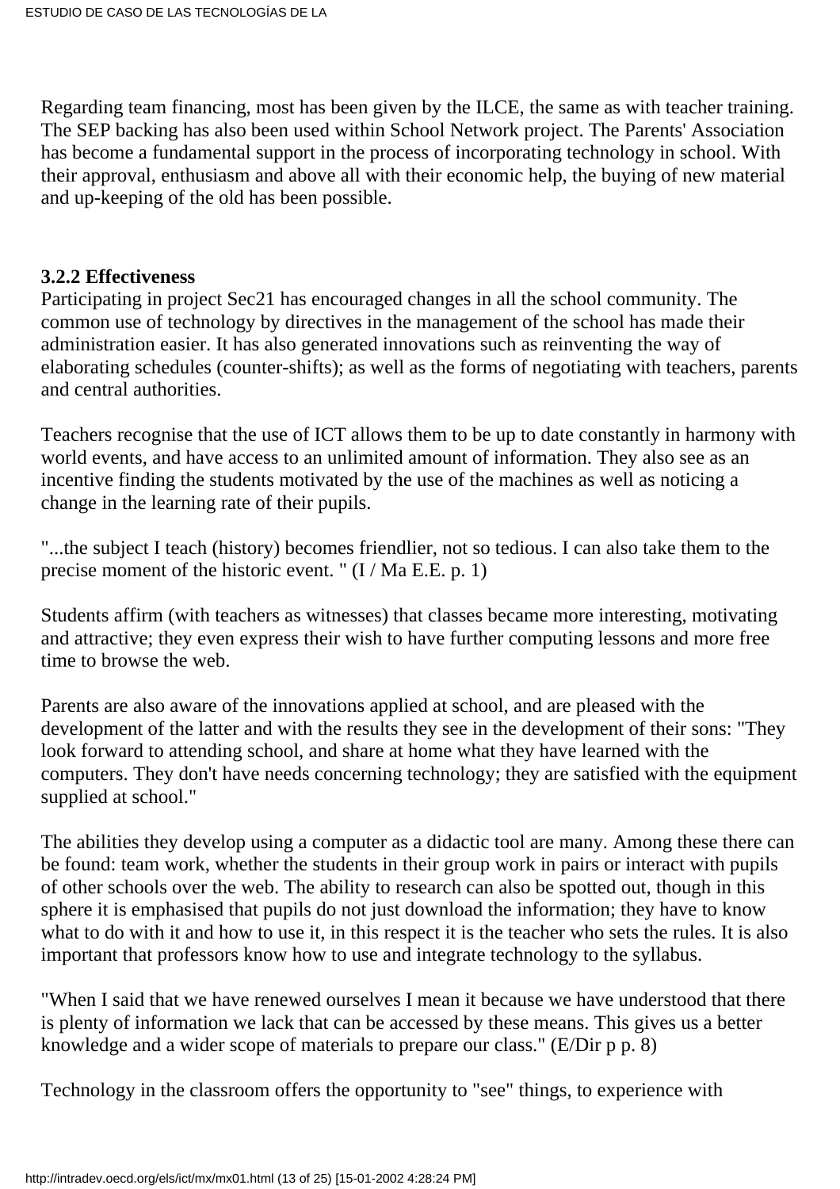Regarding team financing, most has been given by the ILCE, the same as with teacher training. The SEP backing has also been used within School Network project. The Parents' Association has become a fundamental support in the process of incorporating technology in school. With their approval, enthusiasm and above all with their economic help, the buying of new material and up-keeping of the old has been possible.

### 3.2.2 Effectiveness

Participating in project Sec21 has encouraged changes in all the school community. The common use of technology by directives in the management of the school has made their administration easier. It has also generated innovations such as reinventing the way of elaborating schedules (counter-shifts); as well as the forms of negotiating with teachers, parents and central authorities.

Teachers recognise that the use of ICT allows them to be up to date constantly in harmony with world events, and have access to an unlimited amount of information. They also see as an incentive finding the students motivated by the use of the machines as well as noticing a change in the learning rate of their pupils.

"...the subject I teach (history) becomes friendlier, not so tedious. I can also take them to the precise moment of the historic event. " (I / Ma E.E. p. 1)

Students affirm (with teachers as witnesses) that classes became more interesting, motivating and attractive; they even express their wish to have further computing lessons and more free time to browse the web.

Parents are also aware of the innovations applied at school, and are pleased with the development of the latter and with the results they see in the development of their sons: "They look forward to attending school, and share at home what they have learned with the computers. They don't have needs concerning technology; they are satisfied with the equipment supplied at school."

The abilities they develop using a computer as a didactic tool are many. Among these there can be found: team work, whether the students in their group work in pairs or interact with pupils of other schools over the web. The ability to research can also be spotted out, though in this sphere it is emphasised that pupils do not just download the information; they have to know what to do with it and how to use it, in this respect it is the teacher who sets the rules. It is also important that professors know how to use and integrate technology to the syllabus.

"When I said that we have renewed ourselves I mean it because we have understood that there is plenty of information we lack that can be accessed by these means. This gives us a better knowledge and a wider scope of materials to prepare our class." (E/Dir p p. 8)

Technology in the classroom offers the opportunity to "see" things, to experience with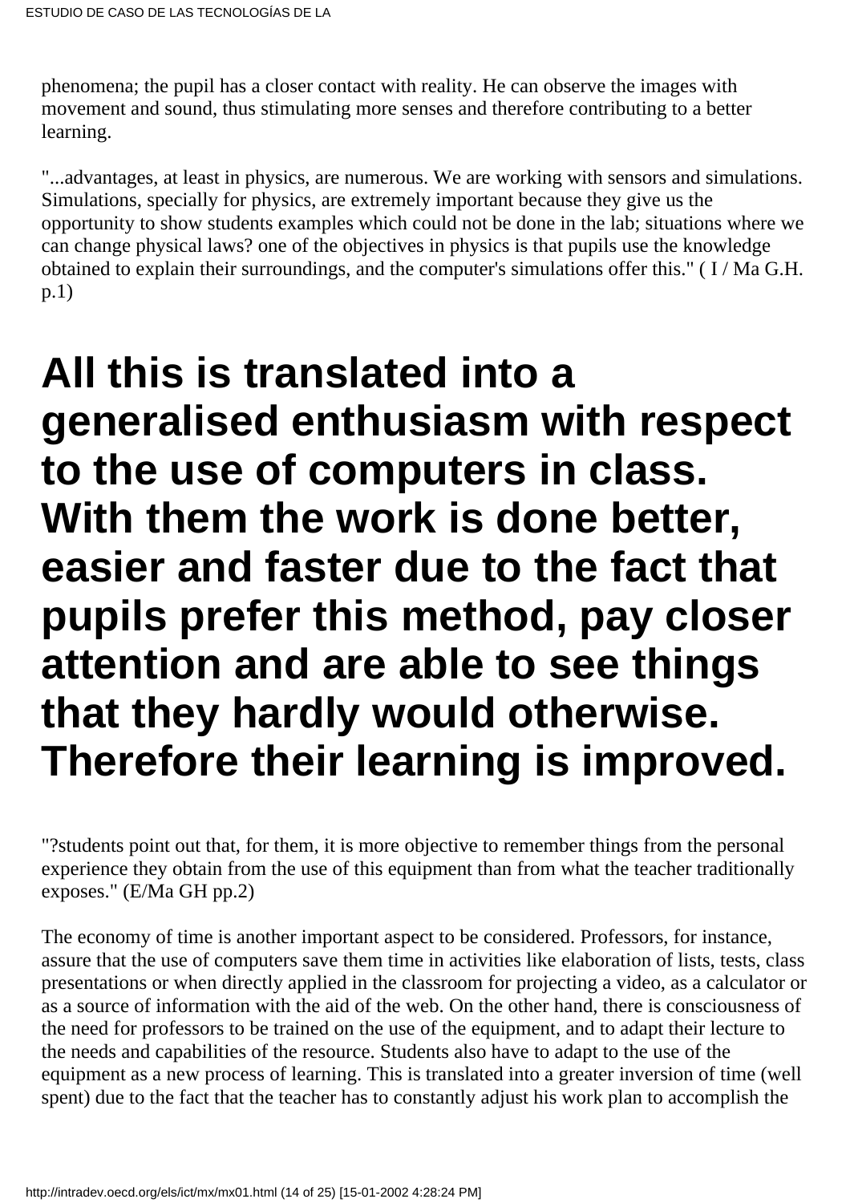phenomena; the pupil has a closer contact with reality. He can observe the images with movement and sound, thus stimulating more senses and therefore contributing to a better learning.

"...advantages, at least in physics, are numerous. We are working with sensors and simulations. Simulations, specially for physics, are extremely important because they give us the opportunity to show students examples which could not be done in the lab; situations where we can change physical laws? one of the objectives in physics is that pupils use the knowledge obtained to explain their surroundings, and the computer's simulations offer this." ( I / Ma G.H. p.1)

# All this is translated into a generalised enthusiasm with respect to the use of computers in class. With them the work is done better, easier and faster due to the fact that pupils prefer this method, pay closer attention and are able to see things that they hardly would otherwise. Therefore their learning is improved.

"?students point out that, for them, it is more objective to remember things from the personal experience they obtain from the use of this equipment than from what the teacher traditionally exposes." (E/Ma GH pp.2)

The economy of time is another important aspect to be considered. Professors, for instance, assure that the use of computers save them time in activities like elaboration of lists, tests, class presentations or when directly applied in the classroom for projecting a video, as a calculator or as a source of information with the aid of the web. On the other hand, there is consciousness of the need for professors to be trained on the use of the equipment, and to adapt their lecture to the needs and capabilities of the resource. Students also have to adapt to the use of the equipment as a new process of learning. This is translated into a greater inversion of time (well spent) due to the fact that the teacher has to constantly adjust his work plan to accomplish the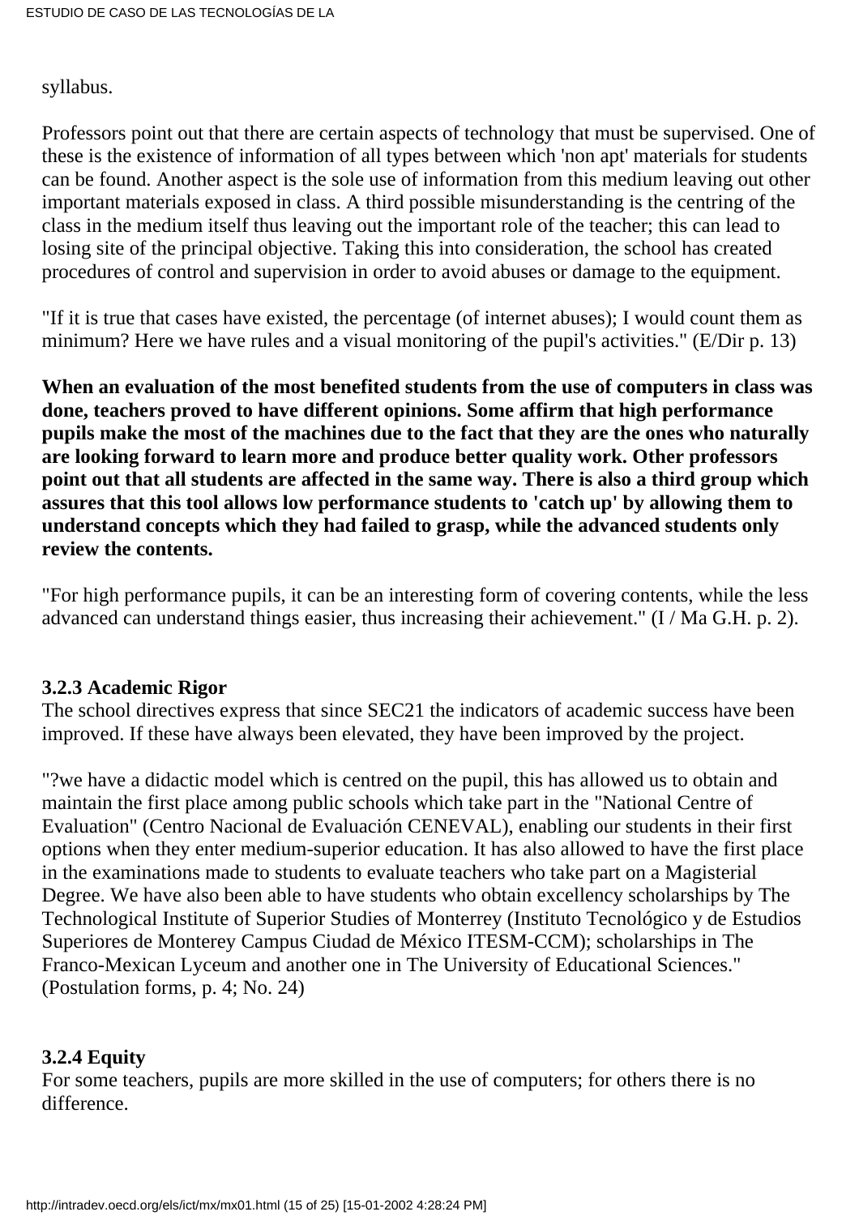syllabus.

Professors point out that there are certain aspects of technology that must be supervised. One of these is the existence of information of all types between which 'non apt' materials for students can be found. Another aspect is the sole use of information from this medium leaving out other important materials exposed in class. A third possible misunderstanding is the centring of the class in the medium itself thus leaving out the important role of the teacher; this can lead to losing site of the principal objective. Taking this into consideration, the school has created procedures of control and supervision in order to avoid abuses or damage to the equipment.

"If it is true that cases have existed, the percentage (of internet abuses); I would count them as minimum? Here we have rules and a visual monitoring of the pupil's activities." (E/Dir p. 13)

**When an evaluation of the most benefited students from the use of computers in class was done, teachers proved to have different opinions. Some affirm that high performance pupils make the most of the machines due to the fact that they are the ones who naturally are looking forward to learn more and produce better quality work. Other professors point out that all students are affected in the same way. There is also a third group which assures that this tool allows low performance students to 'catch up' by allowing them to understand concepts which they had failed to grasp, while the advanced students only review the contents.**

"For high performance pupils, it can be an interesting form of covering contents, while the less advanced can understand things easier, thus increasing their achievement." (I / Ma G.H. p. 2).

### 3.2.3 Academic Rigor

The school directives express that since SEC21 the indicators of academic success have been improved. If these have always been elevated, they have been improved by the project.

"?we have a didactic model which is centred on the pupil, this has allowed us to obtain and maintain the first place among public schools which take part in the "National Centre of Evaluation" (Centro Nacional de Evaluación CENEVAL), enabling our students in their first options when they enter medium-superior education. It has also allowed to have the first place in the examinations made to students to evaluate teachers who take part on a Magisterial Degree. We have also been able to have students who obtain excellency scholarships by The Technological Institute of Superior Studies of Monterrey (Instituto Tecnológico y de Estudios Superiores de Monterey Campus Ciudad de México ITESM-CCM); scholarships in The Franco-Mexican Lyceum and another one in The University of Educational Sciences." (Postulation forms, p. 4; No. 24)

### 3.2.4 Equity

For some teachers, pupils are more skilled in the use of computers; for others there is no difference.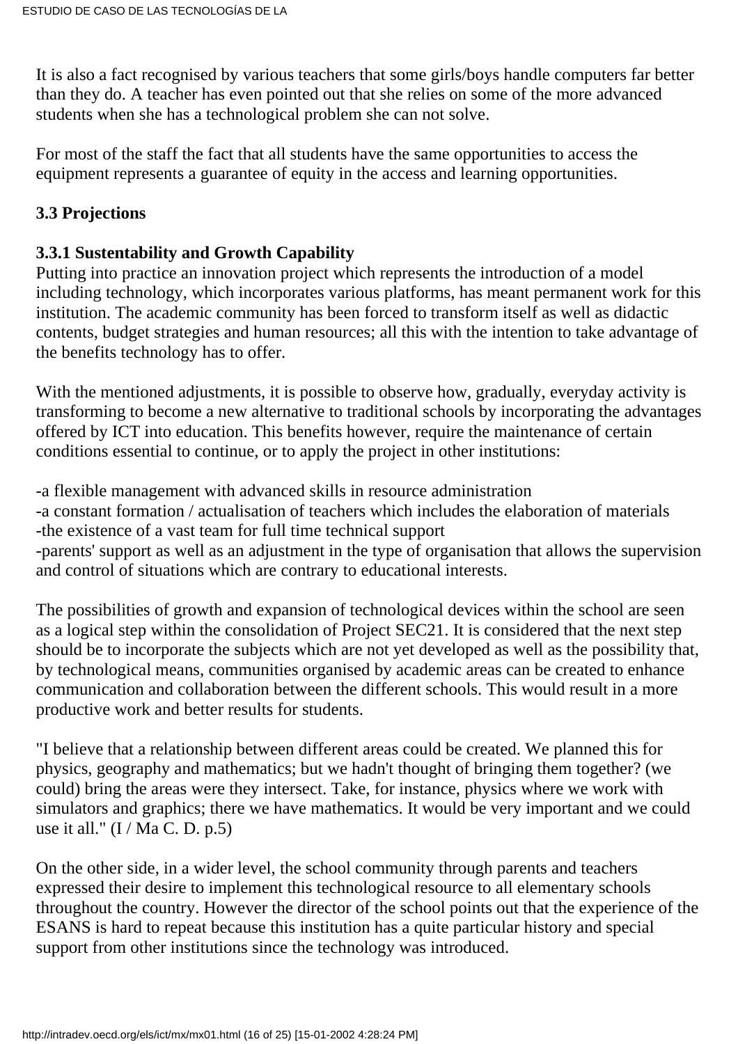It is also a fact recognised by various teachers that some girls/boys handle computers far better than they do. A teacher has even pointed out that she relies on some of the more advanced students when she has a technological problem she can not solve.

For most of the staff the fact that all students have the same opportunities to access the equipment represents a guarantee of equity in the access and learning opportunities.

### 3.3 Projections

#### 3.3.1 Sustentability and Growth Capability

Putting into practice an innovation project which represents the introduction of a model including technology, which incorporates various platforms, has meant permanent work for this institution. The academic community has been forced to transform itself as well as didactic contents, budget strategies and human resources; all this with the intention to take advantage of the benefits technology has to offer.

With the mentioned adjustments, it is possible to observe how, gradually, everyday activity is transforming to become a new alternative to traditional schools by incorporating the advantages offered by ICT into education. This benefits however, require the maintenance of certain conditions essential to continue, or to apply the project in other institutions:

-a flexible management with advanced skills in resource administration
-a constant formation / actualisation of teachers which includes the elaboration of materials
-the existence of a vast team for full time technical support
-parents' support as well as an adjustment in the type of organisation that allows the supervision and control of situations which are contrary to educational interests.

The possibilities of growth and expansion of technological devices within the school are seen as a logical step within the consolidation of Project SEC21. It is considered that the next step should be to incorporate the subjects which are not yet developed as well as the possibility that, by technological means, communities organised by academic areas can be created to enhance communication and collaboration between the different schools. This would result in a more productive work and better results for students.

"I believe that a relationship between different areas could be created. We planned this for physics, geography and mathematics; but we hadn't thought of bringing them together? (we could) bring the areas were they intersect. Take, for instance, physics where we work with simulators and graphics; there we have mathematics. It would be very important and we could use it all." (I / Ma C. D. p.5)

On the other side, in a wider level, the school community through parents and teachers expressed their desire to implement this technological resource to all elementary schools throughout the country. However the director of the school points out that the experience of the ESANS is hard to repeat because this institution has a quite particular history and special support from other institutions since the technology was introduced.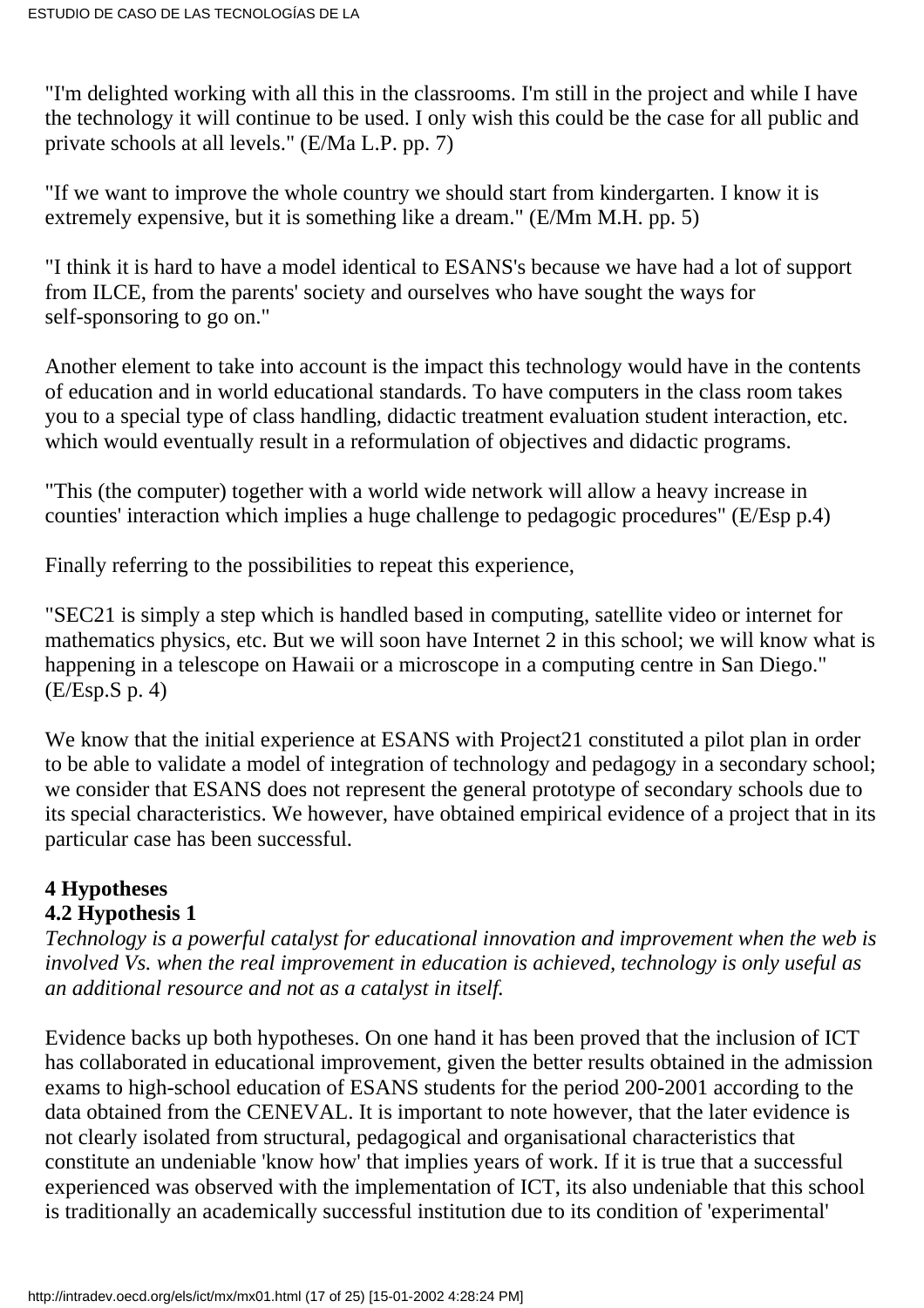"I'm delighted working with all this in the classrooms. I'm still in the project and while I have the technology it will continue to be used. I only wish this could be the case for all public and private schools at all levels." (E/Ma L.P. pp. 7)

"If we want to improve the whole country we should start from kindergarten. I know it is extremely expensive, but it is something like a dream." (E/Mm M.H. pp. 5)

"I think it is hard to have a model identical to ESANS's because we have had a lot of support from ILCE, from the parents' society and ourselves who have sought the ways for self-sponsoring to go on."

Another element to take into account is the impact this technology would have in the contents of education and in world educational standards. To have computers in the class room takes you to a special type of class handling, didactic treatment evaluation student interaction, etc. which would eventually result in a reformulation of objectives and didactic programs.

"This (the computer) together with a world wide network will allow a heavy increase in counties' interaction which implies a huge challenge to pedagogic procedures" (E/Esp p.4)

Finally referring to the possibilities to repeat this experience,

"SEC21 is simply a step which is handled based in computing, satellite video or internet for mathematics physics, etc. But we will soon have Internet 2 in this school; we will know what is happening in a telescope on Hawaii or a microscope in a computing centre in San Diego." (E/Esp.S p. 4)

We know that the initial experience at ESANS with Project21 constituted a pilot plan in order to be able to validate a model of integration of technology and pedagogy in a secondary school; we consider that ESANS does not represent the general prototype of secondary schools due to its special characteristics. We however, have obtained empirical evidence of a project that in its particular case has been successful.

## 4 Hypotheses

### 4.2 Hypothesis 1

*Technology is a powerful catalyst for educational innovation and improvement when the web is involved Vs. when the real improvement in education is achieved, technology is only useful as an additional resource and not as a catalyst in itself.*

Evidence backs up both hypotheses. On one hand it has been proved that the inclusion of ICT has collaborated in educational improvement, given the better results obtained in the admission exams to high-school education of ESANS students for the period 200-2001 according to the data obtained from the CENEVAL. It is important to note however, that the later evidence is not clearly isolated from structural, pedagogical and organisational characteristics that constitute an undeniable 'know how' that implies years of work. If it is true that a successful experienced was observed with the implementation of ICT, its also undeniable that this school is traditionally an academically successful institution due to its condition of 'experimental'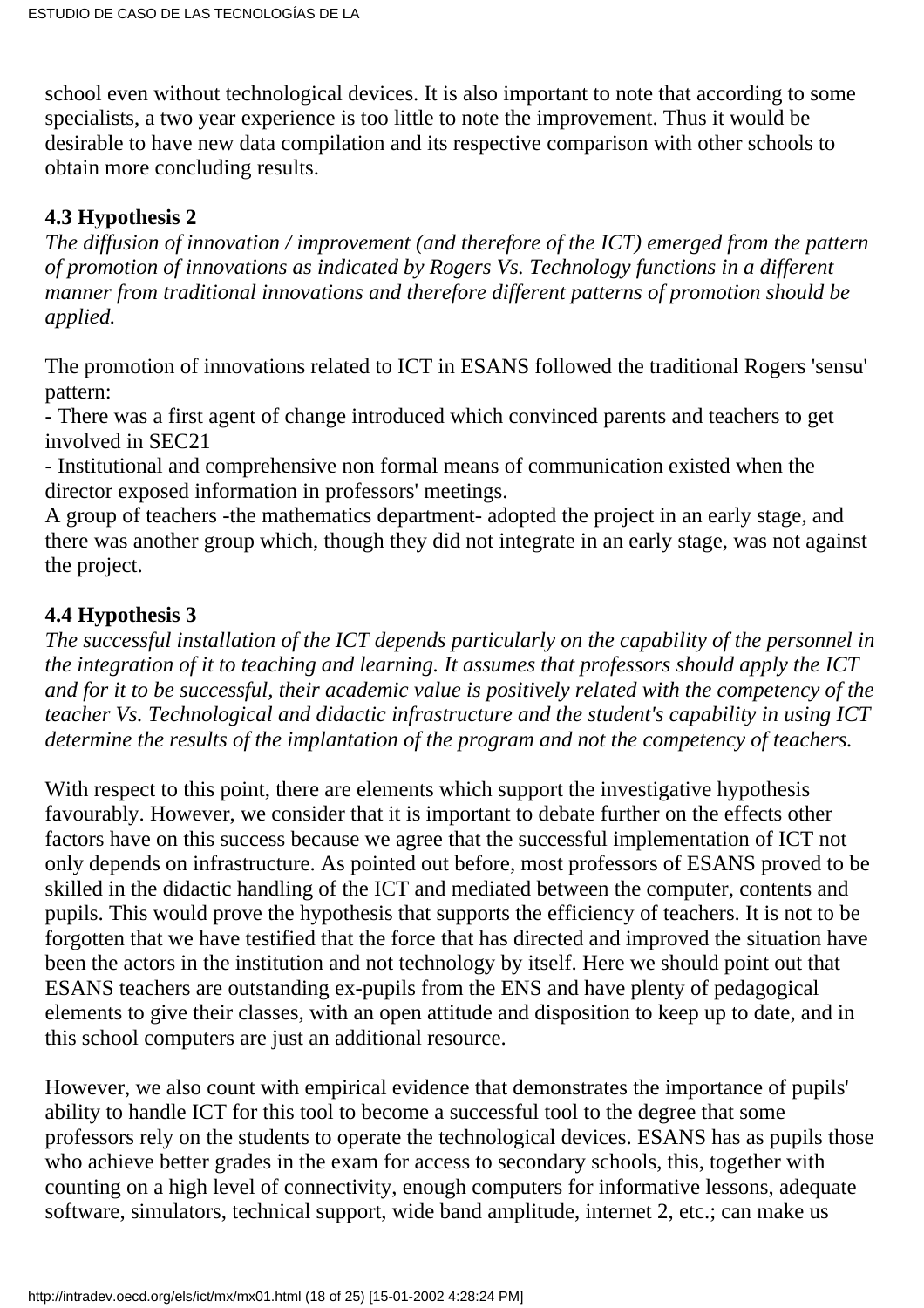school even without technological devices. It is also important to note that according to some specialists, a two year experience is too little to note the improvement. Thus it would be desirable to have new data compilation and its respective comparison with other schools to obtain more concluding results.

### 4.3 Hypothesis 2

*The diffusion of innovation / improvement (and therefore of the ICT) emerged from the pattern of promotion of innovations as indicated by Rogers Vs. Technology functions in a different manner from traditional innovations and therefore different patterns of promotion should be applied.*

The promotion of innovations related to ICT in ESANS followed the traditional Rogers 'sensu' pattern:
- There was a first agent of change introduced which convinced parents and teachers to get involved in SEC21
- Institutional and comprehensive non formal means of communication existed when the director exposed information in professors' meetings.

A group of teachers -the mathematics department- adopted the project in an early stage, and there was another group which, though they did not integrate in an early stage, was not against the project.

### 4.4 Hypothesis 3

*The successful installation of the ICT depends particularly on the capability of the personnel in the integration of it to teaching and learning. It assumes that professors should apply the ICT and for it to be successful, their academic value is positively related with the competency of the teacher Vs. Technological and didactic infrastructure and the student's capability in using ICT determine the results of the implantation of the program and not the competency of teachers.*

With respect to this point, there are elements which support the investigative hypothesis favourably. However, we consider that it is important to debate further on the effects other factors have on this success because we agree that the successful implementation of ICT not only depends on infrastructure. As pointed out before, most professors of ESANS proved to be skilled in the didactic handling of the ICT and mediated between the computer, contents and pupils. This would prove the hypothesis that supports the efficiency of teachers. It is not to be forgotten that we have testified that the force that has directed and improved the situation have been the actors in the institution and not technology by itself. Here we should point out that ESANS teachers are outstanding ex-pupils from the ENS and have plenty of pedagogical elements to give their classes, with an open attitude and disposition to keep up to date, and in this school computers are just an additional resource.

However, we also count with empirical evidence that demonstrates the importance of pupils' ability to handle ICT for this tool to become a successful tool to the degree that some professors rely on the students to operate the technological devices. ESANS has as pupils those who achieve better grades in the exam for access to secondary schools, this, together with counting on a high level of connectivity, enough computers for informative lessons, adequate software, simulators, technical support, wide band amplitude, internet 2, etc.; can make us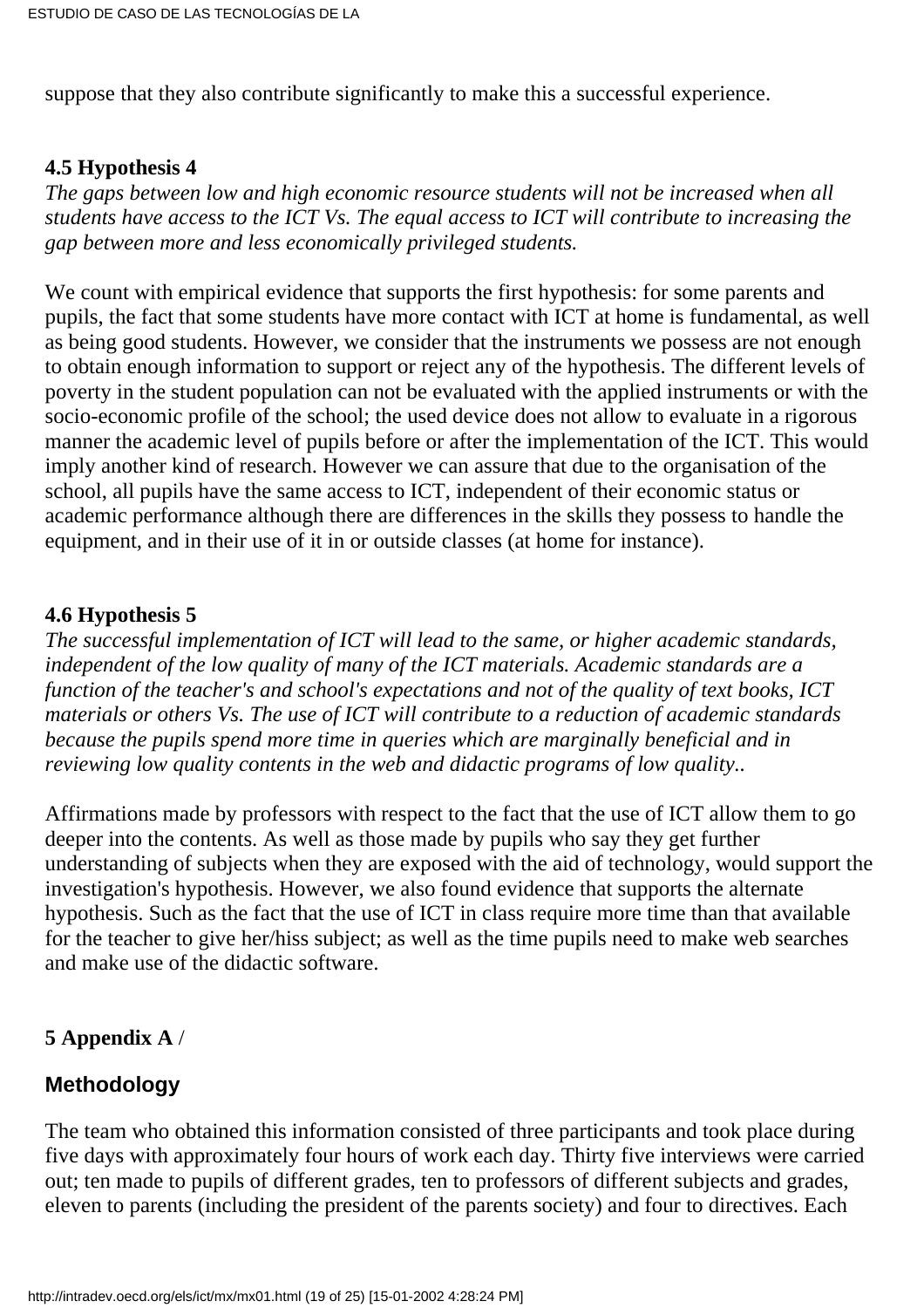suppose that they also contribute significantly to make this a successful experience.

### 4.5 Hypothesis 4

*The gaps between low and high economic resource students will not be increased when all students have access to the ICT Vs. The equal access to ICT will contribute to increasing the gap between more and less economically privileged students.*

We count with empirical evidence that supports the first hypothesis: for some parents and pupils, the fact that some students have more contact with ICT at home is fundamental, as well as being good students. However, we consider that the instruments we possess are not enough to obtain enough information to support or reject any of the hypothesis. The different levels of poverty in the student population can not be evaluated with the applied instruments or with the socio-economic profile of the school; the used device does not allow to evaluate in a rigorous manner the academic level of pupils before or after the implementation of the ICT. This would imply another kind of research. However we can assure that due to the organisation of the school, all pupils have the same access to ICT, independent of their economic status or academic performance although there are differences in the skills they possess to handle the equipment, and in their use of it in or outside classes (at home for instance).

### 4.6 Hypothesis 5

*The successful implementation of ICT will lead to the same, or higher academic standards, independent of the low quality of many of the ICT materials. Academic standards are a function of the teacher's and school's expectations and not of the quality of text books, ICT materials or others Vs. The use of ICT will contribute to a reduction of academic standards because the pupils spend more time in queries which are marginally beneficial and in reviewing low quality contents in the web and didactic programs of low quality..*

Affirmations made by professors with respect to the fact that the use of ICT allow them to go deeper into the contents. As well as those made by pupils who say they get further understanding of subjects when they are exposed with the aid of technology, would support the investigation's hypothesis. However, we also found evidence that supports the alternate hypothesis. Such as the fact that the use of ICT in class require more time than that available for the teacher to give her/hiss subject; as well as the time pupils need to make web searches and make use of the didactic software.

## 5 Appendix A /

## Methodology

The team who obtained this information consisted of three participants and took place during five days with approximately four hours of work each day. Thirty five interviews were carried out; ten made to pupils of different grades, ten to professors of different subjects and grades, eleven to parents (including the president of the parents society) and four to directives. Each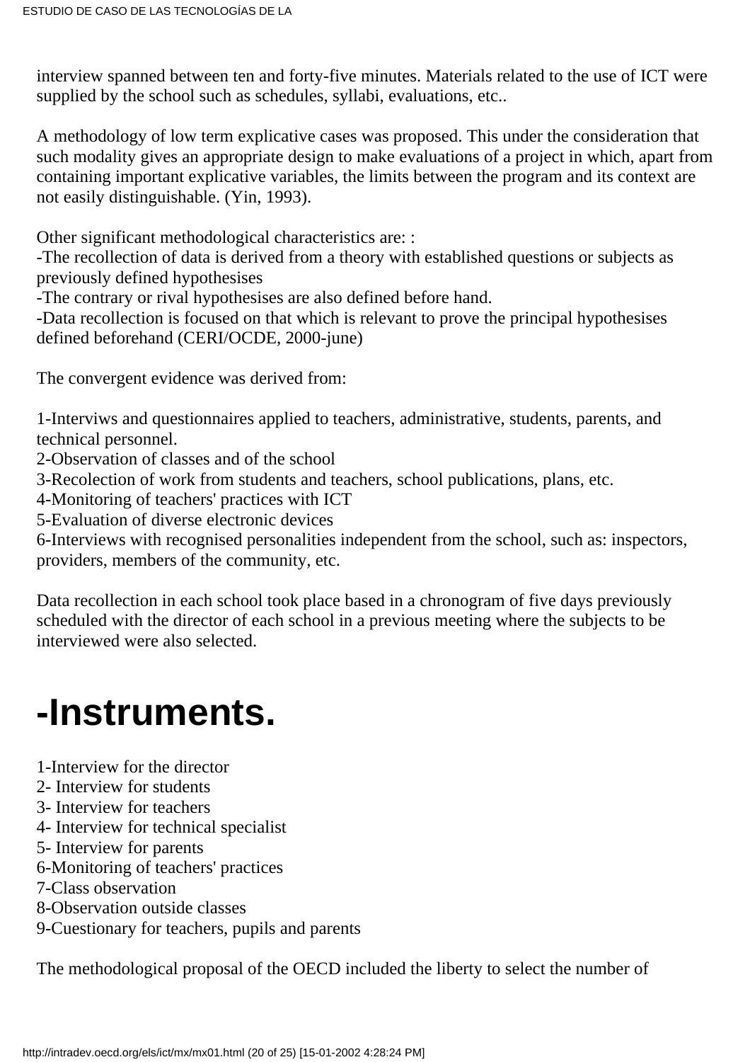interview spanned between ten and forty-five minutes. Materials related to the use of ICT were supplied by the school such as schedules, syllabi, evaluations, etc..

A methodology of low term explicative cases was proposed. This under the consideration that such modality gives an appropriate design to make evaluations of a project in which, apart from containing important explicative variables, the limits between the program and its context are not easily distinguishable. (Yin, 1993).

Other significant methodological characteristics are: :
-The recollection of data is derived from a theory with established questions or subjects as previously defined hypothesises
-The contrary or rival hypothesises are also defined before hand.
-Data recollection is focused on that which is relevant to prove the principal hypothesises defined beforehand (CERI/OCDE, 2000-june)

The convergent evidence was derived from:

1-Interviws and questionnaires applied to teachers, administrative, students, parents, and technical personnel.
2-Observation of classes and of the school
3-Recolection of work from students and teachers, school publications, plans, etc.
4-Monitoring of teachers' practices with ICT
5-Evaluation of diverse electronic devices
6-Interviews with recognised personalities independent from the school, such as: inspectors, providers, members of the community, etc.

Data recollection in each school took place based in a chronogram of five days previously scheduled with the director of each school in a previous meeting where the subjects to be interviewed were also selected.

# -Instruments.

1-Interview for the director
2- Interview for students
3- Interview for teachers
4- Interview for technical specialist
5- Interview for parents
6-Monitoring of teachers' practices
7-Class observation
8-Observation outside classes
9-Cuestionary for teachers, pupils and parents

The methodological proposal of the OECD included the liberty to select the number of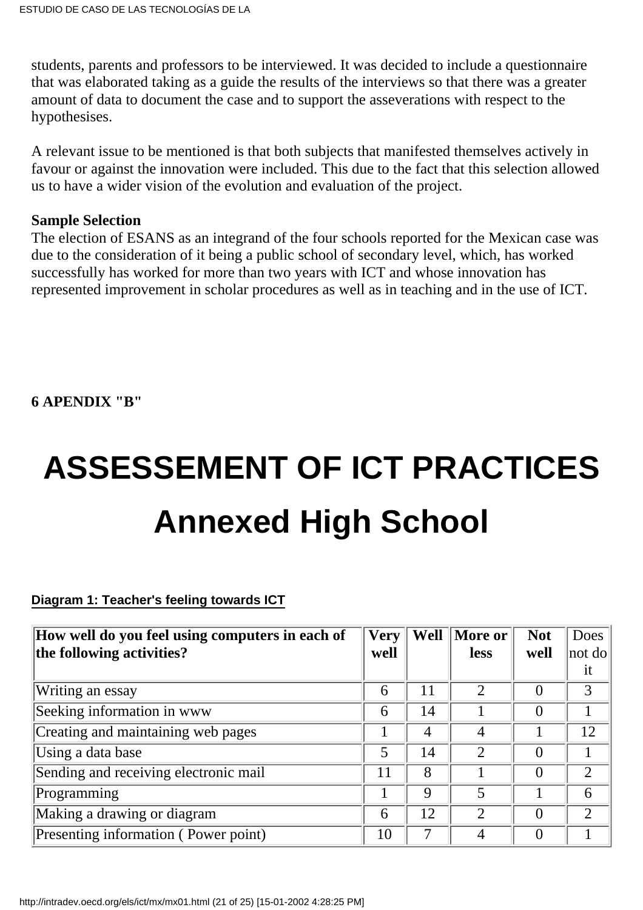students, parents and professors to be interviewed. It was decided to include a questionnaire that was elaborated taking as a guide the results of the interviews so that there was a greater amount of data to document the case and to support the asseverations with respect to the hypothesises.

A relevant issue to be mentioned is that both subjects that manifested themselves actively in favour or against the innovation were included. This due to the fact that this selection allowed us to have a wider vision of the evolution and evaluation of the project.

**Sample Selection**
The election of ESANS as an integrand of the four schools reported for the Mexican case was due to the consideration of it being a public school of secondary level, which, has worked successfully has worked for more than two years with ICT and whose innovation has represented improvement in scholar procedures as well as in teaching and in the use of ICT.

**6 APENDIX "B"**

# ASSESSEMENT OF ICT PRACTICES

# Annexed High School

**Diagram 1: Teacher's feeling towards ICT**

| **How well do you feel using computers in each of the following activities?** | **Very well** | **Well** | **More or less** | **Not well** | Does not do it |
|---|---|---|---|---|---|
| Writing an essay | 6 | 11 | 2 | 0 | 3 |
| Seeking information in www | 6 | 14 | 1 | 0 | 1 |
| Creating and maintaining web pages | 1 | 4 | 4 | 1 | 12 |
| Using a data base | 5 | 14 | 2 | 0 | 1 |
| Sending and receiving electronic mail | 11 | 8 | 1 | 0 | 2 |
| Programming | 1 | 9 | 5 | 1 | 6 |
| Making a drawing or diagram | 6 | 12 | 2 | 0 | 2 |
| Presenting information ( Power point) | 10 | 7 | 4 | 0 | 1 |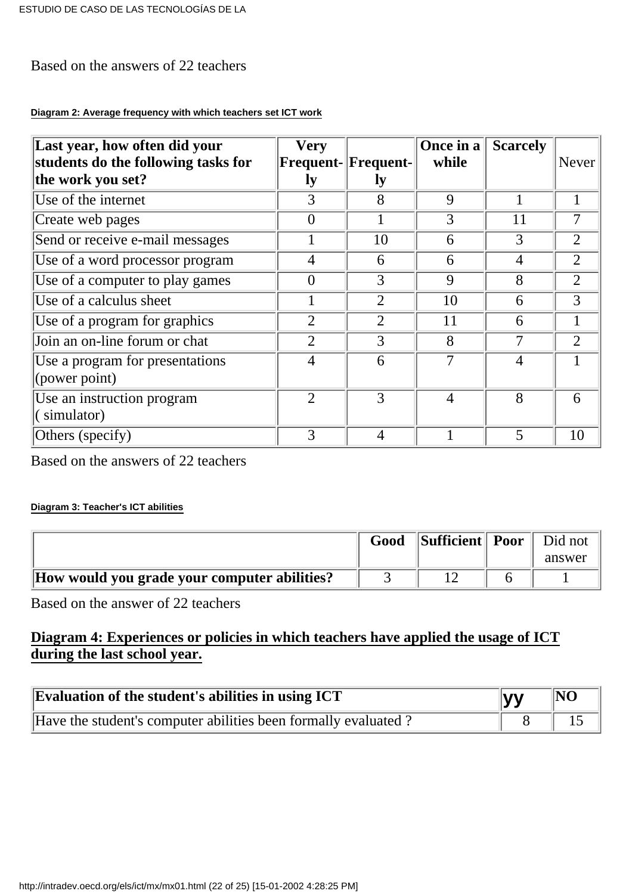Based on the answers of 22 teachers

**Diagram 2: Average frequency with which teachers set ICT work**

| Last year, how often did your students do the following tasks for the work you set? | Very Frequent-ly | Frequent-ly | Once in a while | Scarcely | Never |
|---|---|---|---|---|---|
| Use of the internet | 3 | 8 | 9 | 1 | 1 |
| Create web pages | 0 | 1 | 3 | 11 | 7 |
| Send or receive e-mail messages | 1 | 10 | 6 | 3 | 2 |
| Use of a word processor program | 4 | 6 | 6 | 4 | 2 |
| Use of a computer to play games | 0 | 3 | 9 | 8 | 2 |
| Use of a calculus sheet | 1 | 2 | 10 | 6 | 3 |
| Use of a program for graphics | 2 | 2 | 11 | 6 | 1 |
| Join an on-line forum or chat | 2 | 3 | 8 | 7 | 2 |
| Use a program for presentations (power point) | 4 | 6 | 7 | 4 | 1 |
| Use an instruction program ( simulator) | 2 | 3 | 4 | 8 | 6 |
| Others (specify) | 3 | 4 | 1 | 5 | 10 |

Based on the answers of 22 teachers

**Diagram 3: Teacher's ICT abilities**

| | Good | Sufficient | Poor | Did not answer |
|---|---|---|---|---|
| **How would you grade your computer abilities?** | 3 | 12 | 6 | 1 |

Based on the answer of 22 teachers

**Diagram 4: Experiences or policies in which teachers have applied the usage of ICT during the last school year.**

| Evaluation of the student's abilities in using ICT | yy | NO |
|---|---|---|
| Have the student's computer abilities been formally evaluated ? | 8 | 15 |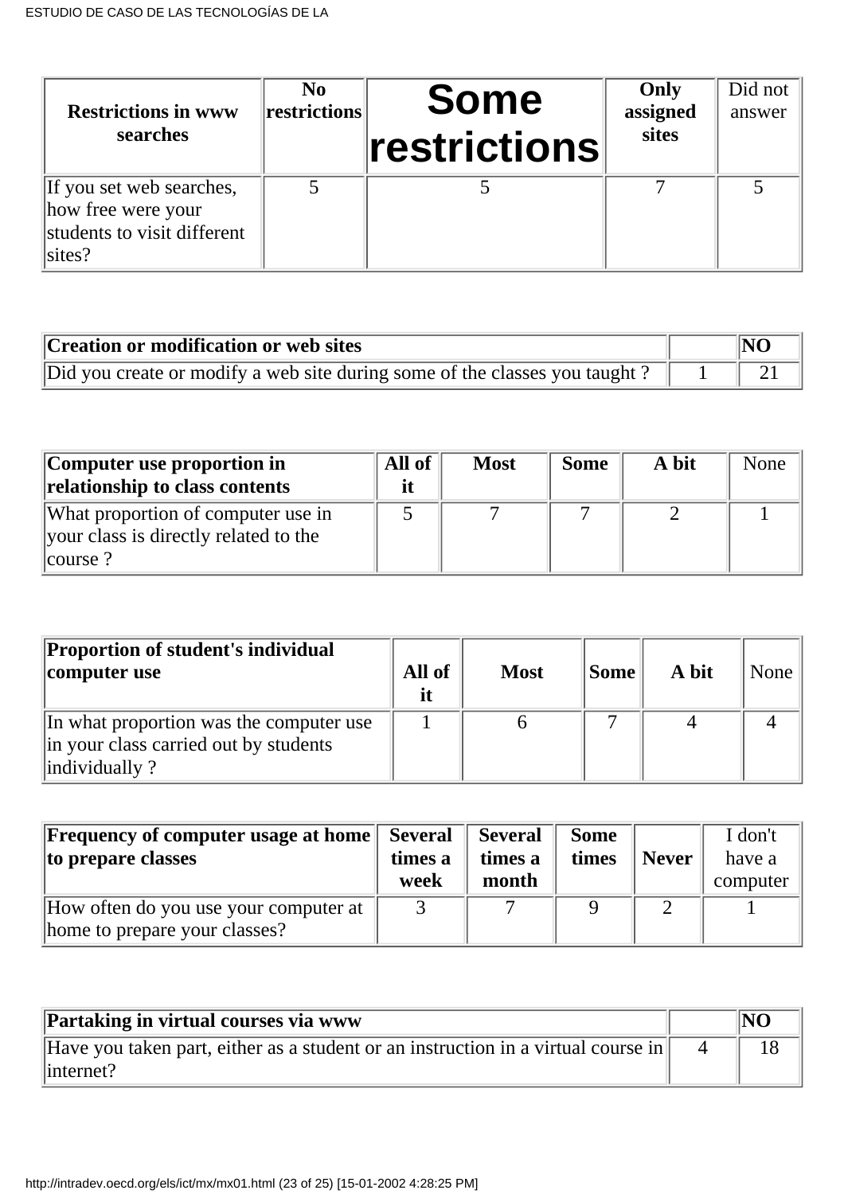| Restrictions in www searches | No restrictions | Some restrictions | Only assigned sites | Did not answer |
|---|---|---|---|---|
| If you set web searches, how free were your students to visit different sites? | 5 | 5 | 7 | 5 |

| Creation or modification or web sites | | NO |
|---|---|---|
| Did you create or modify a web site during some of the classes you taught ? | 1 | 21 |

| Computer use proportion in relationship to class contents | All of it | Most | Some | A bit | None |
|---|---|---|---|---|---|
| What proportion of computer use in your class is directly related to the course ? | 5 | 7 | 7 | 2 | 1 |

| Proportion of student's individual computer use | All of it | Most | Some | A bit | None |
|---|---|---|---|---|---|
| In what proportion was the computer use in your class carried out by students individually ? | 1 | 6 | 7 | 4 | 4 |

| Frequency of computer usage at home to prepare classes | Several times a week | Several times a month | Some times | Never | I don't have a computer |
|---|---|---|---|---|---|
| How often do you use your computer at home to prepare your classes? | 3 | 7 | 9 | 2 | 1 |

| Partaking in virtual courses via www | | NO |
|---|---|---|
| Have you taken part, either as a student or an instruction in a virtual course in internet? | 4 | 18 |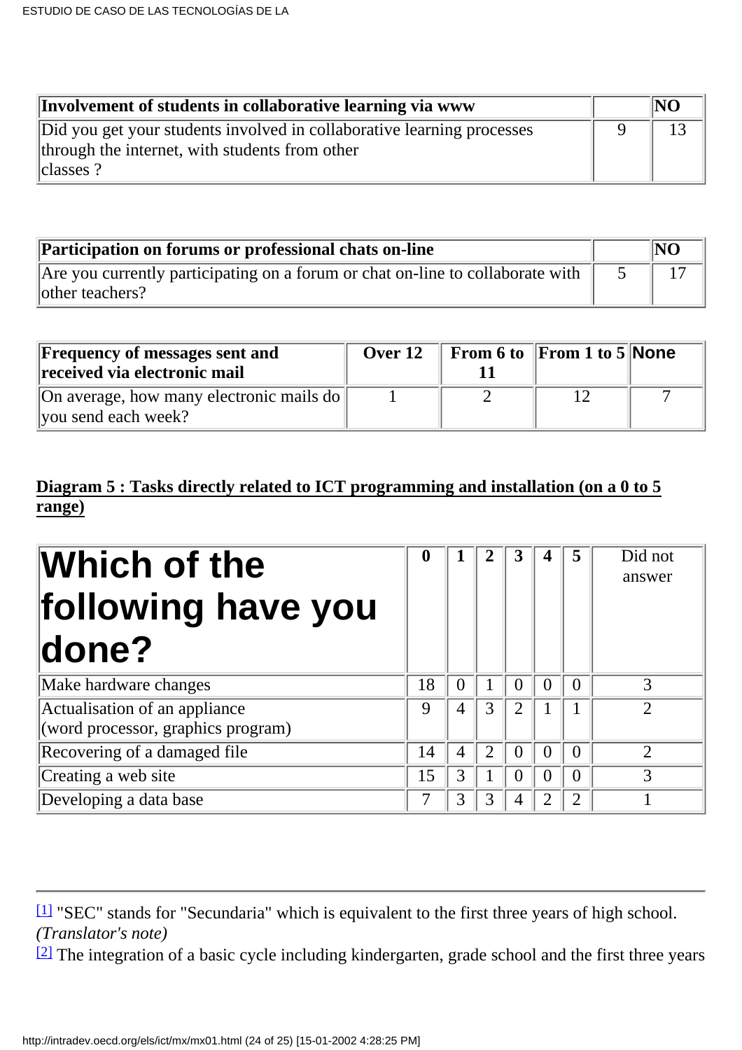| Involvement of students in collaborative learning via www | | NO |
|---|---|---|
| Did you get your students involved in collaborative learning processes through the internet, with students from other classes ? | 9 | 13 |

| Participation on forums or professional chats on-line | | NO |
|---|---|---|
| Are you currently participating on a forum or chat on-line to collaborate with other teachers? | 5 | 17 |

| Frequency of messages sent and received via electronic mail | Over 12 | From 6 to 11 | From 1 to 5 | None |
|---|---|---|---|---|
| On average, how many electronic mails do you send each week? | 1 | 2 | 12 | 7 |

**Diagram 5 : Tasks directly related to ICT programming and installation (on a 0 to 5 range)**

| Which of the following have you done? | 0 | 1 | 2 | 3 | 4 | 5 | Did not answer |
|---|---|---|---|---|---|---|---|
| Make hardware changes | 18 | 0 | 1 | 0 | 0 | 0 | 3 |
| Actualisation of an appliance (word processor, graphics program) | 9 | 4 | 3 | 2 | 1 | 1 | 2 |
| Recovering of a damaged file | 14 | 4 | 2 | 0 | 0 | 0 | 2 |
| Creating a web site | 15 | 3 | 1 | 0 | 0 | 0 | 3 |
| Developing a data base | 7 | 3 | 3 | 4 | 2 | 2 | 1 |

---

[1] "SEC" stands for "Secundaria" which is equivalent to the first three years of high school. *(Translator's note)*

[2] The integration of a basic cycle including kindergarten, grade school and the first three years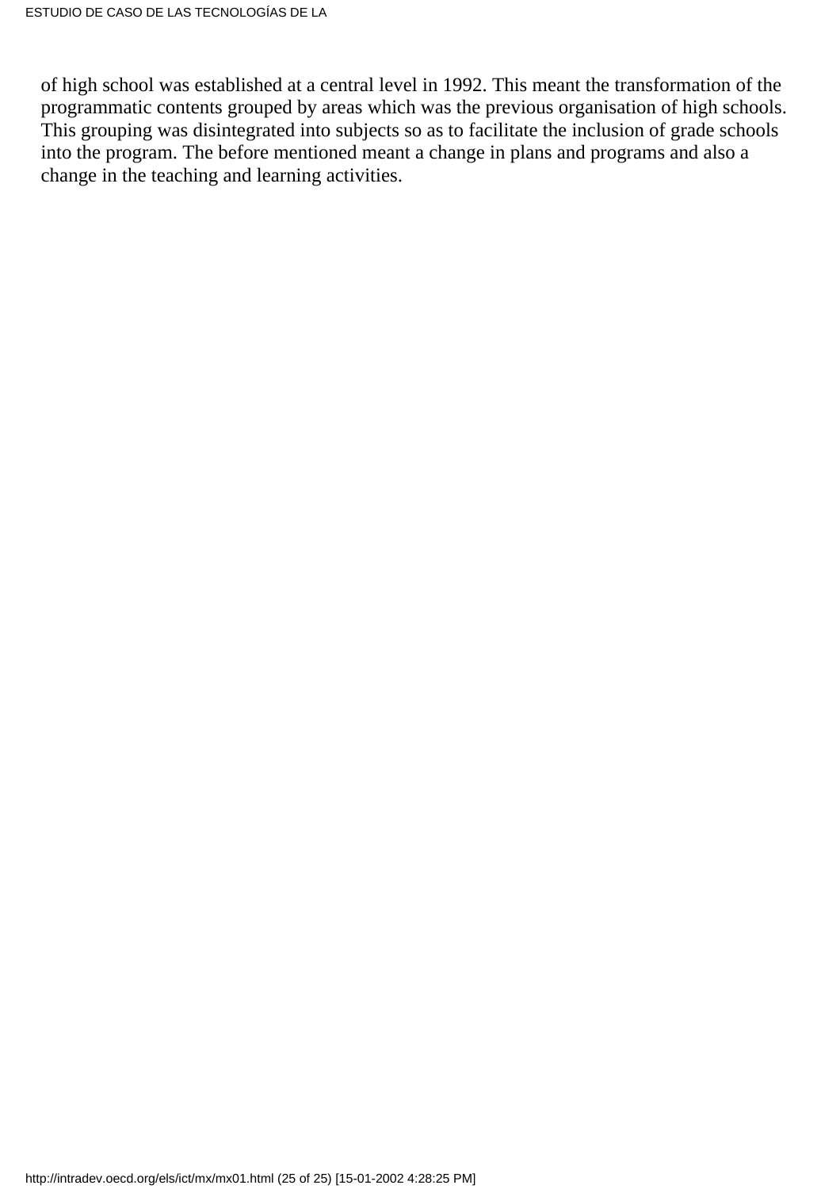of high school was established at a central level in 1992. This meant the transformation of the programmatic contents grouped by areas which was the previous organisation of high schools. This grouping was disintegrated into subjects so as to facilitate the inclusion of grade schools into the program. The before mentioned meant a change in plans and programs and also a change in the teaching and learning activities.